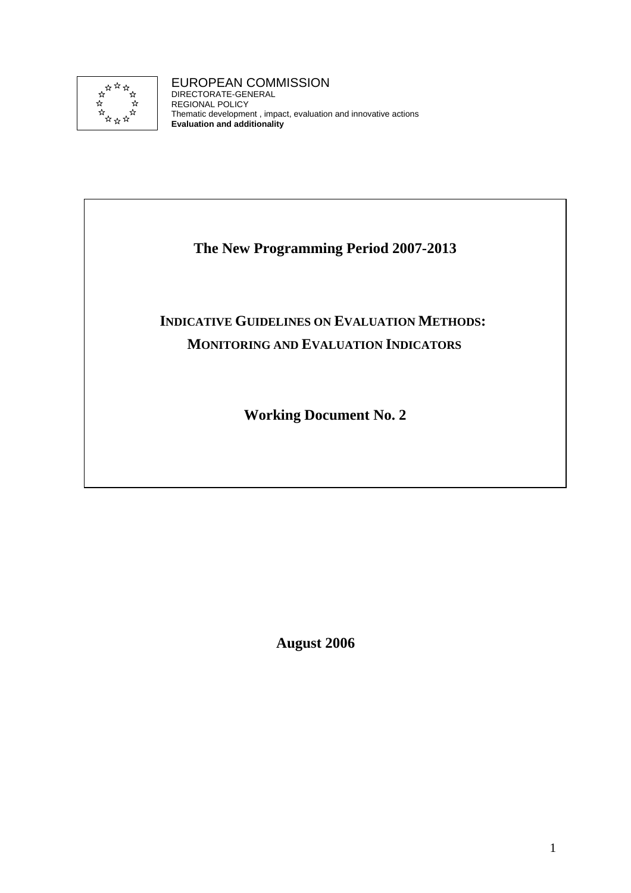EUROPEAN COMMISSION
DIRECTORATE-GENERAL
REGIONAL POLICY
Thematic development , impact, evaluation and innovative actions
**Evaluation and additionality**

# The New Programming Period 2007-2013

## INDICATIVE GUIDELINES ON EVALUATION METHODS: MONITORING AND EVALUATION INDICATORS

## Working Document No. 2

**August 2006**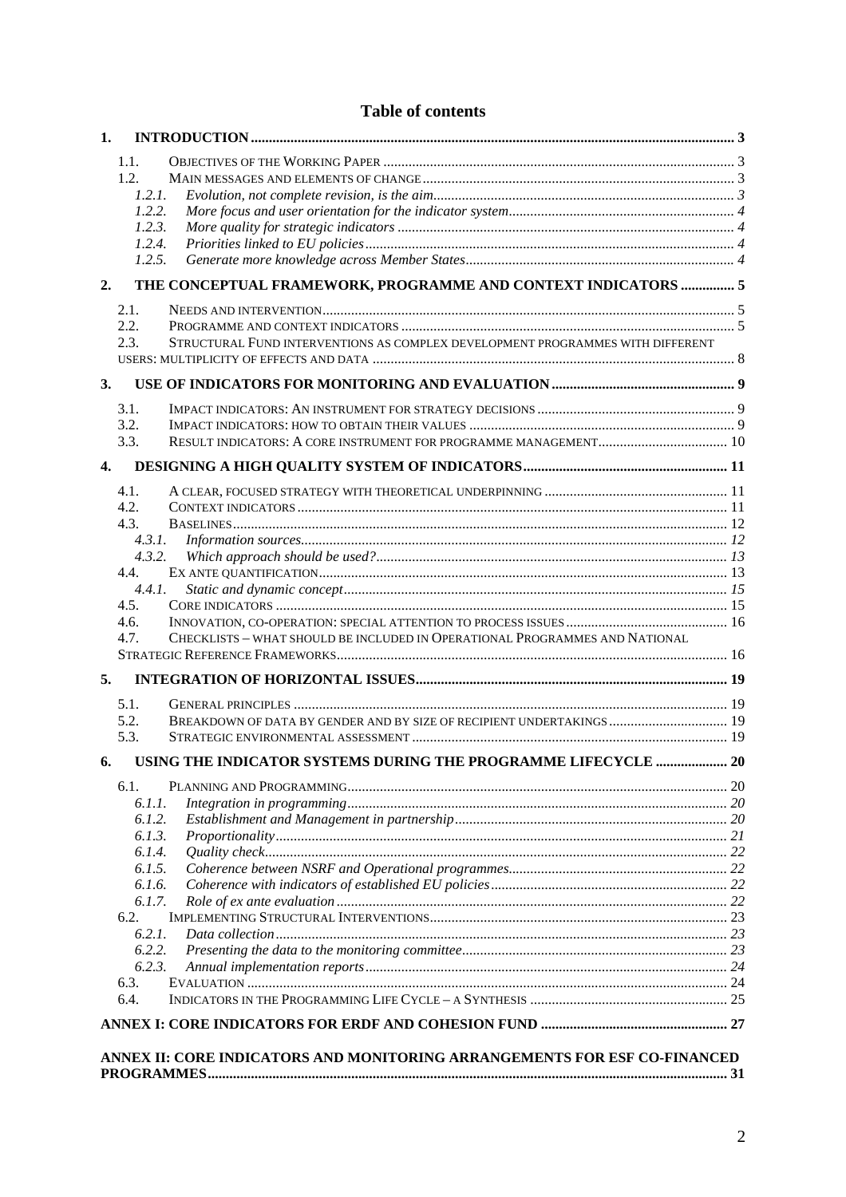# Table of contents

1. INTRODUCTION ..... 3
   - 1.1. OBJECTIVES OF THE WORKING PAPER ..... 3
   - 1.2. MAIN MESSAGES AND ELEMENTS OF CHANGE ..... 3
     - *1.2.1. Evolution, not complete revision, is the aim* ..... 3
     - *1.2.2. More focus and user orientation for the indicator system* ..... 4
     - *1.2.3. More quality for strategic indicators* ..... 4
     - *1.2.4. Priorities linked to EU policies* ..... 4
     - *1.2.5. Generate more knowledge across Member States* ..... 4
2. THE CONCEPTUAL FRAMEWORK, PROGRAMME AND CONTEXT INDICATORS ..... 5
   - 2.1. NEEDS AND INTERVENTION ..... 5
   - 2.2. PROGRAMME AND CONTEXT INDICATORS ..... 5
   - 2.3. STRUCTURAL FUND INTERVENTIONS AS COMPLEX DEVELOPMENT PROGRAMMES WITH DIFFERENT USERS: MULTIPLICITY OF EFFECTS AND DATA ..... 8
3. USE OF INDICATORS FOR MONITORING AND EVALUATION ..... 9
   - 3.1. IMPACT INDICATORS: AN INSTRUMENT FOR STRATEGY DECISIONS ..... 9
   - 3.2. IMPACT INDICATORS: HOW TO OBTAIN THEIR VALUES ..... 9
   - 3.3. RESULT INDICATORS: A CORE INSTRUMENT FOR PROGRAMME MANAGEMENT ..... 10
4. DESIGNING A HIGH QUALITY SYSTEM OF INDICATORS ..... 11
   - 4.1. A CLEAR, FOCUSED STRATEGY WITH THEORETICAL UNDERPINNING ..... 11
   - 4.2. CONTEXT INDICATORS ..... 11
   - 4.3. BASELINES ..... 12
     - *4.3.1. Information sources* ..... 12
     - *4.3.2. Which approach should be used?* ..... 13
   - 4.4. EX ANTE QUANTIFICATION ..... 13
     - *4.4.1. Static and dynamic concept* ..... 15
   - 4.5. CORE INDICATORS ..... 15
   - 4.6. INNOVATION, CO-OPERATION: SPECIAL ATTENTION TO PROCESS ISSUES ..... 16
   - 4.7. CHECKLISTS – WHAT SHOULD BE INCLUDED IN OPERATIONAL PROGRAMMES AND NATIONAL STRATEGIC REFERENCE FRAMEWORKS ..... 16
5. INTEGRATION OF HORIZONTAL ISSUES ..... 19
   - 5.1. GENERAL PRINCIPLES ..... 19
   - 5.2. BREAKDOWN OF DATA BY GENDER AND BY SIZE OF RECIPIENT UNDERTAKINGS ..... 19
   - 5.3. STRATEGIC ENVIRONMENTAL ASSESSMENT ..... 19
6. USING THE INDICATOR SYSTEMS DURING THE PROGRAMME LIFECYCLE ..... 20
   - 6.1. PLANNING AND PROGRAMMING ..... 20
     - *6.1.1. Integration in programming* ..... 20
     - *6.1.2. Establishment and Management in partnership* ..... 20
     - *6.1.3. Proportionality* ..... 21
     - *6.1.4. Quality check* ..... 22
     - *6.1.5. Coherence between NSRF and Operational programmes* ..... 22
     - *6.1.6. Coherence with indicators of established EU policies* ..... 22
     - *6.1.7. Role of ex ante evaluation* ..... 22
   - 6.2. IMPLEMENTING STRUCTURAL INTERVENTIONS ..... 23
     - *6.2.1. Data collection* ..... 23
     - *6.2.2. Presenting the data to the monitoring committee* ..... 23
     - *6.2.3. Annual implementation reports* ..... 24
   - 6.3. EVALUATION ..... 24
   - 6.4. INDICATORS IN THE PROGRAMMING LIFE CYCLE – A SYNTHESIS ..... 25

ANNEX I: CORE INDICATORS FOR ERDF AND COHESION FUND ..... 27

ANNEX II: CORE INDICATORS AND MONITORING ARRANGEMENTS FOR ESF CO-FINANCED PROGRAMMES ..... 31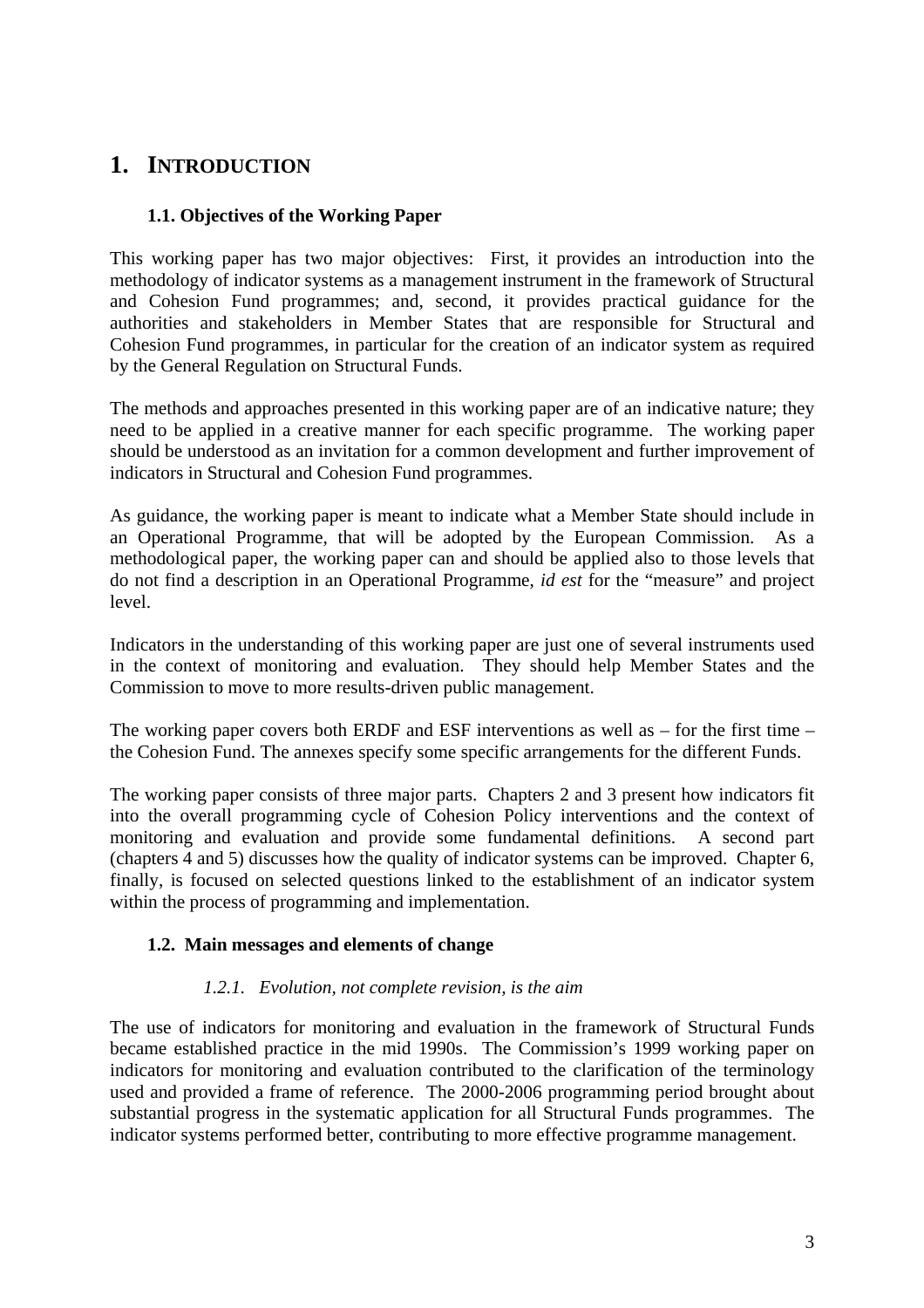# 1. INTRODUCTION

## 1.1. Objectives of the Working Paper

This working paper has two major objectives: First, it provides an introduction into the methodology of indicator systems as a management instrument in the framework of Structural and Cohesion Fund programmes; and, second, it provides practical guidance for the authorities and stakeholders in Member States that are responsible for Structural and Cohesion Fund programmes, in particular for the creation of an indicator system as required by the General Regulation on Structural Funds.

The methods and approaches presented in this working paper are of an indicative nature; they need to be applied in a creative manner for each specific programme. The working paper should be understood as an invitation for a common development and further improvement of indicators in Structural and Cohesion Fund programmes.

As guidance, the working paper is meant to indicate what a Member State should include in an Operational Programme, that will be adopted by the European Commission. As a methodological paper, the working paper can and should be applied also to those levels that do not find a description in an Operational Programme, *id est* for the "measure" and project level.

Indicators in the understanding of this working paper are just one of several instruments used in the context of monitoring and evaluation. They should help Member States and the Commission to move to more results-driven public management.

The working paper covers both ERDF and ESF interventions as well as – for the first time – the Cohesion Fund. The annexes specify some specific arrangements for the different Funds.

The working paper consists of three major parts. Chapters 2 and 3 present how indicators fit into the overall programming cycle of Cohesion Policy interventions and the context of monitoring and evaluation and provide some fundamental definitions. A second part (chapters 4 and 5) discusses how the quality of indicator systems can be improved. Chapter 6, finally, is focused on selected questions linked to the establishment of an indicator system within the process of programming and implementation.

## 1.2. Main messages and elements of change

### *1.2.1. Evolution, not complete revision, is the aim*

The use of indicators for monitoring and evaluation in the framework of Structural Funds became established practice in the mid 1990s. The Commission's 1999 working paper on indicators for monitoring and evaluation contributed to the clarification of the terminology used and provided a frame of reference. The 2000-2006 programming period brought about substantial progress in the systematic application for all Structural Funds programmes. The indicator systems performed better, contributing to more effective programme management.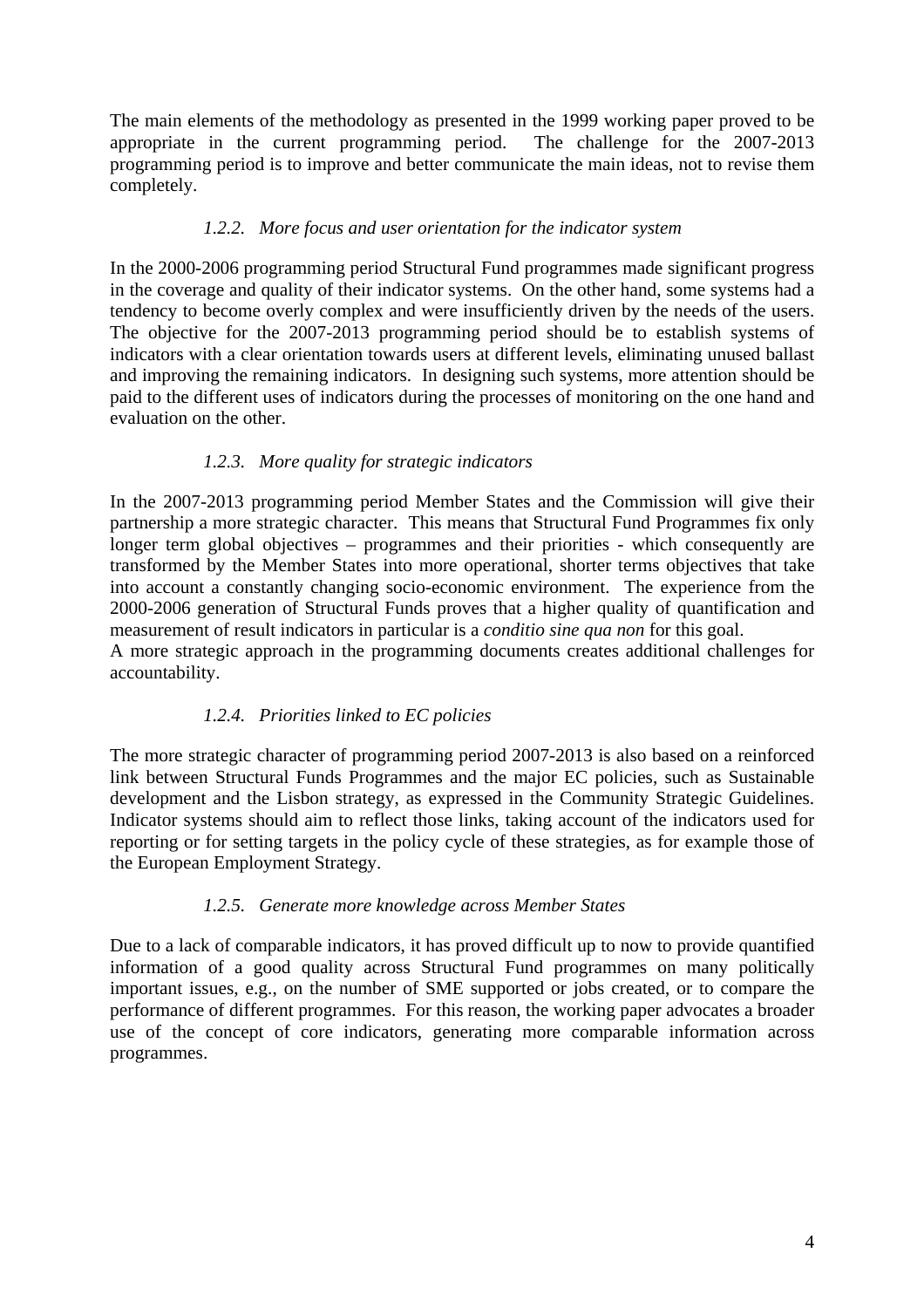The main elements of the methodology as presented in the 1999 working paper proved to be appropriate in the current programming period. The challenge for the 2007-2013 programming period is to improve and better communicate the main ideas, not to revise them completely.

### *1.2.2. More focus and user orientation for the indicator system*

In the 2000-2006 programming period Structural Fund programmes made significant progress in the coverage and quality of their indicator systems. On the other hand, some systems had a tendency to become overly complex and were insufficiently driven by the needs of the users. The objective for the 2007-2013 programming period should be to establish systems of indicators with a clear orientation towards users at different levels, eliminating unused ballast and improving the remaining indicators. In designing such systems, more attention should be paid to the different uses of indicators during the processes of monitoring on the one hand and evaluation on the other.

### *1.2.3. More quality for strategic indicators*

In the 2007-2013 programming period Member States and the Commission will give their partnership a more strategic character. This means that Structural Fund Programmes fix only longer term global objectives – programmes and their priorities - which consequently are transformed by the Member States into more operational, shorter terms objectives that take into account a constantly changing socio-economic environment. The experience from the 2000-2006 generation of Structural Funds proves that a higher quality of quantification and measurement of result indicators in particular is a *conditio sine qua non* for this goal.
A more strategic approach in the programming documents creates additional challenges for accountability.

### *1.2.4. Priorities linked to EC policies*

The more strategic character of programming period 2007-2013 is also based on a reinforced link between Structural Funds Programmes and the major EC policies, such as Sustainable development and the Lisbon strategy, as expressed in the Community Strategic Guidelines. Indicator systems should aim to reflect those links, taking account of the indicators used for reporting or for setting targets in the policy cycle of these strategies, as for example those of the European Employment Strategy.

### *1.2.5. Generate more knowledge across Member States*

Due to a lack of comparable indicators, it has proved difficult up to now to provide quantified information of a good quality across Structural Fund programmes on many politically important issues, e.g., on the number of SME supported or jobs created, or to compare the performance of different programmes. For this reason, the working paper advocates a broader use of the concept of core indicators, generating more comparable information across programmes.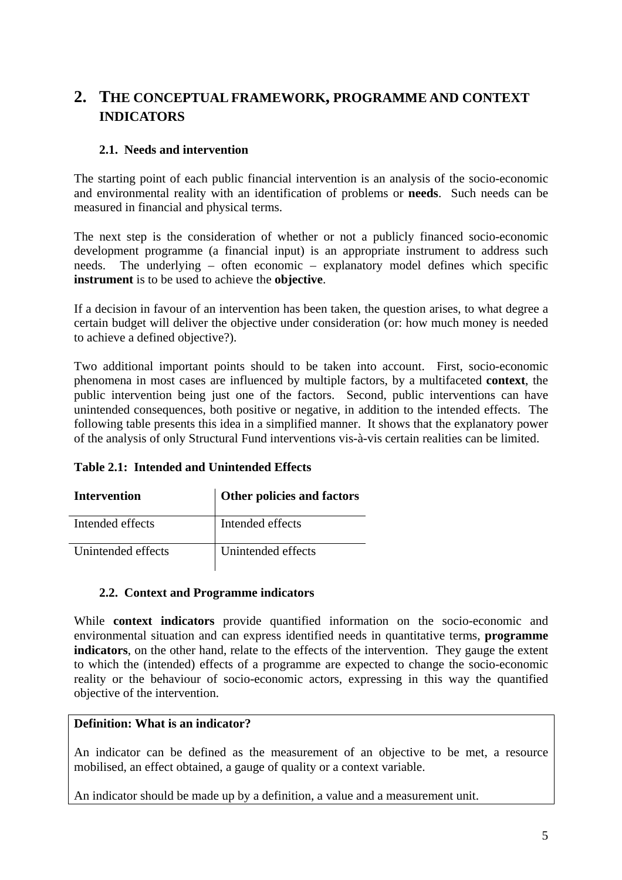# 2. THE CONCEPTUAL FRAMEWORK, PROGRAMME AND CONTEXT INDICATORS

## 2.1. Needs and intervention

The starting point of each public financial intervention is an analysis of the socio-economic and environmental reality with an identification of problems or **needs**. Such needs can be measured in financial and physical terms.

The next step is the consideration of whether or not a publicly financed socio-economic development programme (a financial input) is an appropriate instrument to address such needs. The underlying – often economic – explanatory model defines which specific **instrument** is to be used to achieve the **objective**.

If a decision in favour of an intervention has been taken, the question arises, to what degree a certain budget will deliver the objective under consideration (or: how much money is needed to achieve a defined objective?).

Two additional important points should to be taken into account. First, socio-economic phenomena in most cases are influenced by multiple factors, by a multifaceted **context**, the public intervention being just one of the factors. Second, public interventions can have unintended consequences, both positive or negative, in addition to the intended effects. The following table presents this idea in a simplified manner. It shows that the explanatory power of the analysis of only Structural Fund interventions vis-à-vis certain realities can be limited.

**Table 2.1: Intended and Unintended Effects**

| Intervention | Other policies and factors |
| --- | --- |
| Intended effects | Intended effects |
| Unintended effects | Unintended effects |

## 2.2. Context and Programme indicators

While **context indicators** provide quantified information on the socio-economic and environmental situation and can express identified needs in quantitative terms, **programme indicators**, on the other hand, relate to the effects of the intervention. They gauge the extent to which the (intended) effects of a programme are expected to change the socio-economic reality or the behaviour of socio-economic actors, expressing in this way the quantified objective of the intervention.

**Definition: What is an indicator?**

An indicator can be defined as the measurement of an objective to be met, a resource mobilised, an effect obtained, a gauge of quality or a context variable.

An indicator should be made up by a definition, a value and a measurement unit.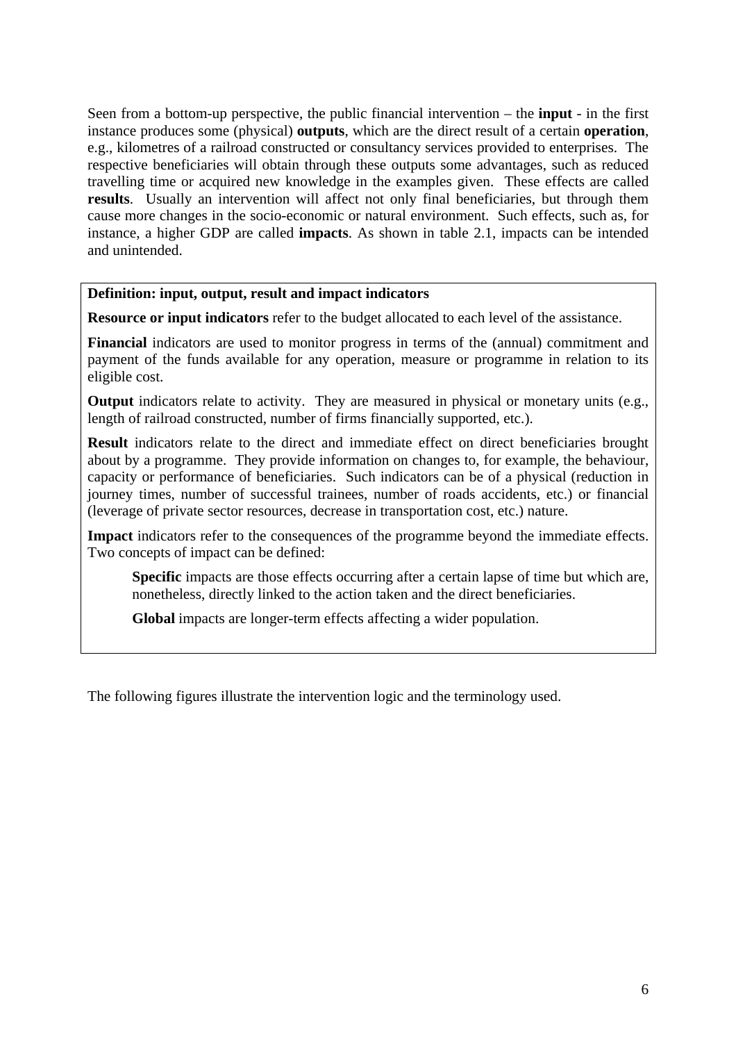Seen from a bottom-up perspective, the public financial intervention – the **input** - in the first instance produces some (physical) **outputs**, which are the direct result of a certain **operation**, e.g., kilometres of a railroad constructed or consultancy services provided to enterprises. The respective beneficiaries will obtain through these outputs some advantages, such as reduced travelling time or acquired new knowledge in the examples given. These effects are called **results**. Usually an intervention will affect not only final beneficiaries, but through them cause more changes in the socio-economic or natural environment. Such effects, such as, for instance, a higher GDP are called **impacts**. As shown in table 2.1, impacts can be intended and unintended.

**Definition: input, output, result and impact indicators**

**Resource or input indicators** refer to the budget allocated to each level of the assistance.

**Financial** indicators are used to monitor progress in terms of the (annual) commitment and payment of the funds available for any operation, measure or programme in relation to its eligible cost.

**Output** indicators relate to activity. They are measured in physical or monetary units (e.g., length of railroad constructed, number of firms financially supported, etc.).

**Result** indicators relate to the direct and immediate effect on direct beneficiaries brought about by a programme. They provide information on changes to, for example, the behaviour, capacity or performance of beneficiaries. Such indicators can be of a physical (reduction in journey times, number of successful trainees, number of roads accidents, etc.) or financial (leverage of private sector resources, decrease in transportation cost, etc.) nature.

**Impact** indicators refer to the consequences of the programme beyond the immediate effects. Two concepts of impact can be defined:

> **Specific** impacts are those effects occurring after a certain lapse of time but which are, nonetheless, directly linked to the action taken and the direct beneficiaries.
>
> **Global** impacts are longer-term effects affecting a wider population.

The following figures illustrate the intervention logic and the terminology used.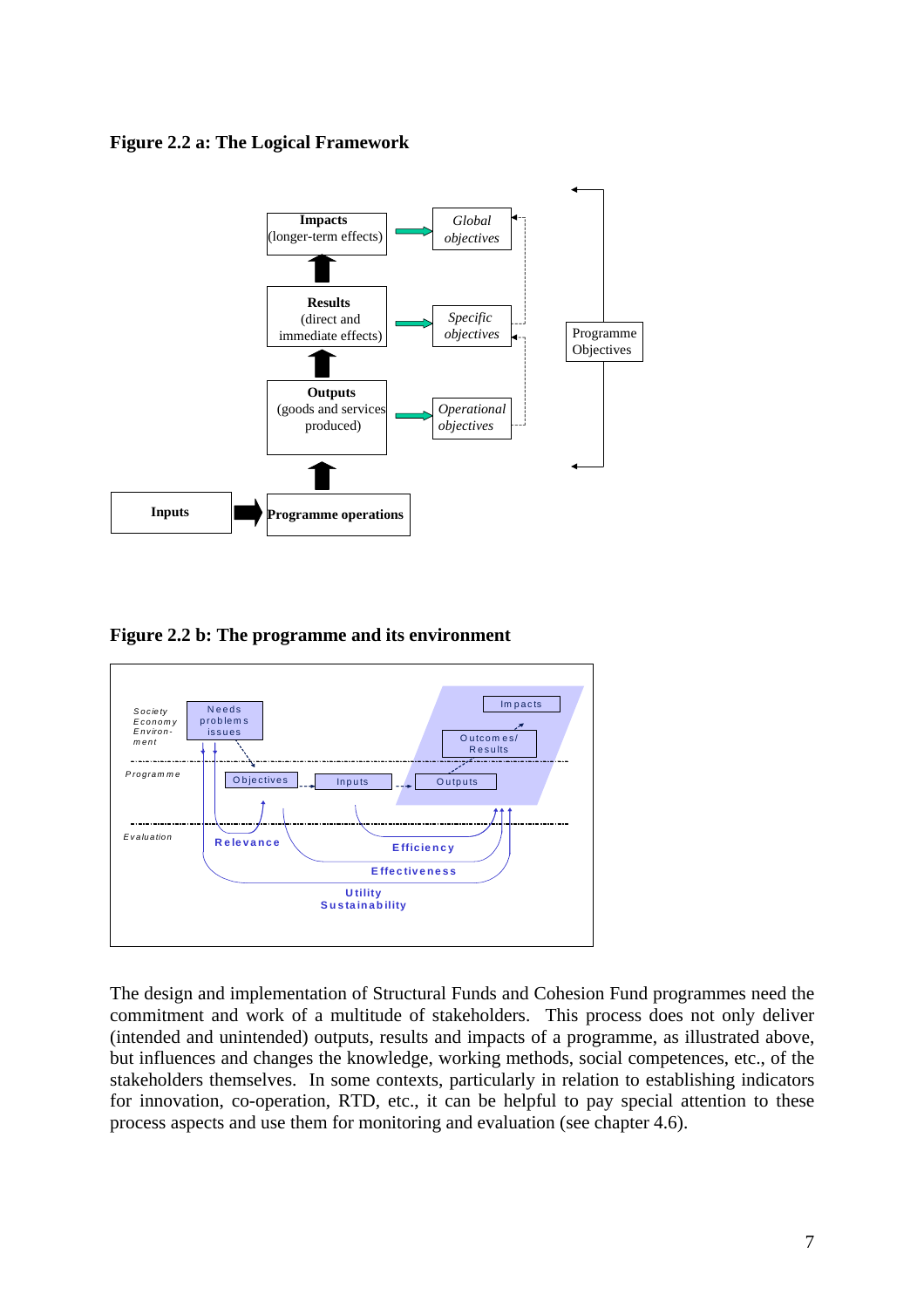**Figure 2.2 a: The Logical Framework**

**Figure 2.2 b: The programme and its environment**

The design and implementation of Structural Funds and Cohesion Fund programmes need the commitment and work of a multitude of stakeholders. This process does not only deliver (intended and unintended) outputs, results and impacts of a programme, as illustrated above, but influences and changes the knowledge, working methods, social competences, etc., of the stakeholders themselves. In some contexts, particularly in relation to establishing indicators for innovation, co-operation, RTD, etc., it can be helpful to pay special attention to these process aspects and use them for monitoring and evaluation (see chapter 4.6).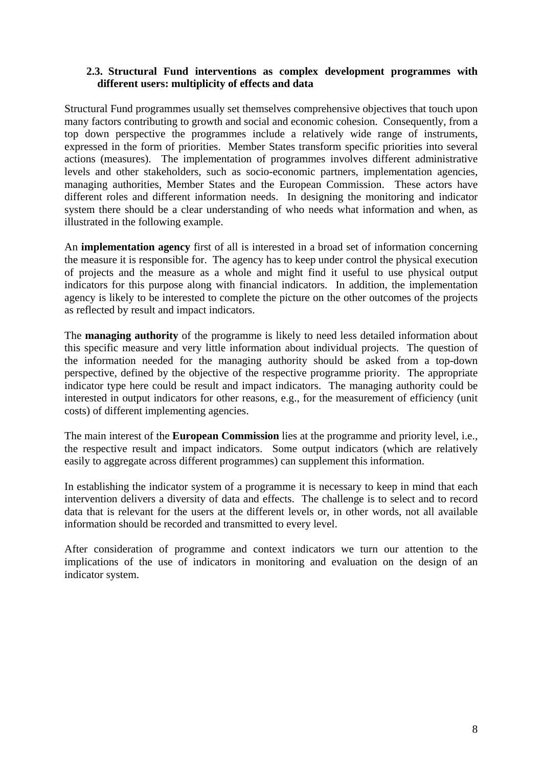### 2.3. Structural Fund interventions as complex development programmes with different users: multiplicity of effects and data

Structural Fund programmes usually set themselves comprehensive objectives that touch upon many factors contributing to growth and social and economic cohesion. Consequently, from a top down perspective the programmes include a relatively wide range of instruments, expressed in the form of priorities. Member States transform specific priorities into several actions (measures). The implementation of programmes involves different administrative levels and other stakeholders, such as socio-economic partners, implementation agencies, managing authorities, Member States and the European Commission. These actors have different roles and different information needs. In designing the monitoring and indicator system there should be a clear understanding of who needs what information and when, as illustrated in the following example.

An **implementation agency** first of all is interested in a broad set of information concerning the measure it is responsible for. The agency has to keep under control the physical execution of projects and the measure as a whole and might find it useful to use physical output indicators for this purpose along with financial indicators. In addition, the implementation agency is likely to be interested to complete the picture on the other outcomes of the projects as reflected by result and impact indicators.

The **managing authority** of the programme is likely to need less detailed information about this specific measure and very little information about individual projects. The question of the information needed for the managing authority should be asked from a top-down perspective, defined by the objective of the respective programme priority. The appropriate indicator type here could be result and impact indicators. The managing authority could be interested in output indicators for other reasons, e.g., for the measurement of efficiency (unit costs) of different implementing agencies.

The main interest of the **European Commission** lies at the programme and priority level, i.e., the respective result and impact indicators. Some output indicators (which are relatively easily to aggregate across different programmes) can supplement this information.

In establishing the indicator system of a programme it is necessary to keep in mind that each intervention delivers a diversity of data and effects. The challenge is to select and to record data that is relevant for the users at the different levels or, in other words, not all available information should be recorded and transmitted to every level.

After consideration of programme and context indicators we turn our attention to the implications of the use of indicators in monitoring and evaluation on the design of an indicator system.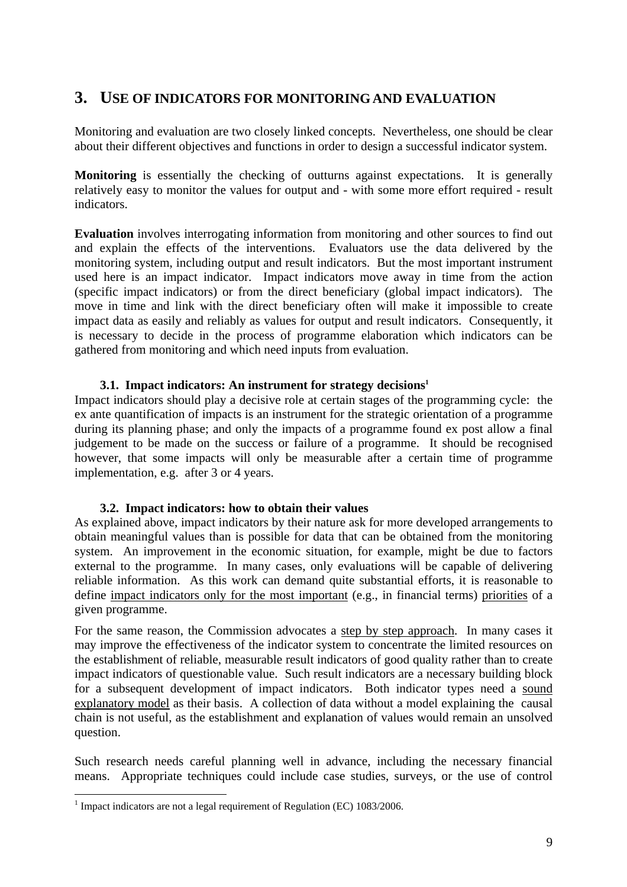# 3. USE OF INDICATORS FOR MONITORING AND EVALUATION

Monitoring and evaluation are two closely linked concepts. Nevertheless, one should be clear about their different objectives and functions in order to design a successful indicator system.

**Monitoring** is essentially the checking of outturns against expectations. It is generally relatively easy to monitor the values for output and - with some more effort required - result indicators.

**Evaluation** involves interrogating information from monitoring and other sources to find out and explain the effects of the interventions. Evaluators use the data delivered by the monitoring system, including output and result indicators. But the most important instrument used here is an impact indicator. Impact indicators move away in time from the action (specific impact indicators) or from the direct beneficiary (global impact indicators). The move in time and link with the direct beneficiary often will make it impossible to create impact data as easily and reliably as values for output and result indicators. Consequently, it is necessary to decide in the process of programme elaboration which indicators can be gathered from monitoring and which need inputs from evaluation.

## 3.1. Impact indicators: An instrument for strategy decisions[1]

Impact indicators should play a decisive role at certain stages of the programming cycle: the ex ante quantification of impacts is an instrument for the strategic orientation of a programme during its planning phase; and only the impacts of a programme found ex post allow a final judgement to be made on the success or failure of a programme. It should be recognised however, that some impacts will only be measurable after a certain time of programme implementation, e.g. after 3 or 4 years.

## 3.2. Impact indicators: how to obtain their values

As explained above, impact indicators by their nature ask for more developed arrangements to obtain meaningful values than is possible for data that can be obtained from the monitoring system. An improvement in the economic situation, for example, might be due to factors external to the programme. In many cases, only evaluations will be capable of delivering reliable information. As this work can demand quite substantial efforts, it is reasonable to define impact indicators only for the most important (e.g., in financial terms) priorities of a given programme.

For the same reason, the Commission advocates a step by step approach. In many cases it may improve the effectiveness of the indicator system to concentrate the limited resources on the establishment of reliable, measurable result indicators of good quality rather than to create impact indicators of questionable value. Such result indicators are a necessary building block for a subsequent development of impact indicators. Both indicator types need a sound explanatory model as their basis. A collection of data without a model explaining the causal chain is not useful, as the establishment and explanation of values would remain an unsolved question.

Such research needs careful planning well in advance, including the necessary financial means. Appropriate techniques could include case studies, surveys, or the use of control

[1] Impact indicators are not a legal requirement of Regulation (EC) 1083/2006.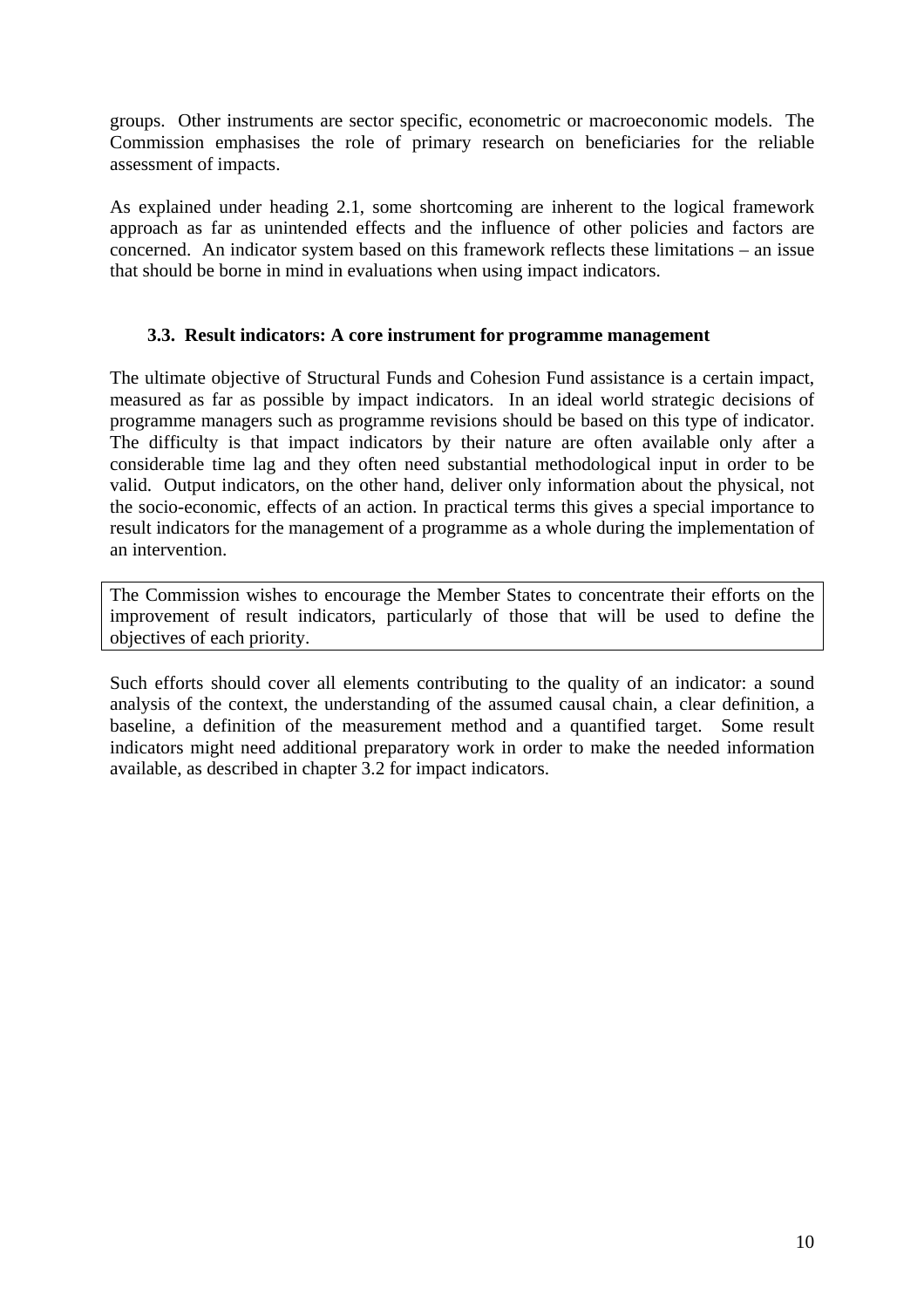groups. Other instruments are sector specific, econometric or macroeconomic models. The Commission emphasises the role of primary research on beneficiaries for the reliable assessment of impacts.

As explained under heading 2.1, some shortcoming are inherent to the logical framework approach as far as unintended effects and the influence of other policies and factors are concerned. An indicator system based on this framework reflects these limitations – an issue that should be borne in mind in evaluations when using impact indicators.

### 3.3. Result indicators: A core instrument for programme management

The ultimate objective of Structural Funds and Cohesion Fund assistance is a certain impact, measured as far as possible by impact indicators. In an ideal world strategic decisions of programme managers such as programme revisions should be based on this type of indicator. The difficulty is that impact indicators by their nature are often available only after a considerable time lag and they often need substantial methodological input in order to be valid. Output indicators, on the other hand, deliver only information about the physical, not the socio-economic, effects of an action. In practical terms this gives a special importance to result indicators for the management of a programme as a whole during the implementation of an intervention.

> The Commission wishes to encourage the Member States to concentrate their efforts on the improvement of result indicators, particularly of those that will be used to define the objectives of each priority.

Such efforts should cover all elements contributing to the quality of an indicator: a sound analysis of the context, the understanding of the assumed causal chain, a clear definition, a baseline, a definition of the measurement method and a quantified target. Some result indicators might need additional preparatory work in order to make the needed information available, as described in chapter 3.2 for impact indicators.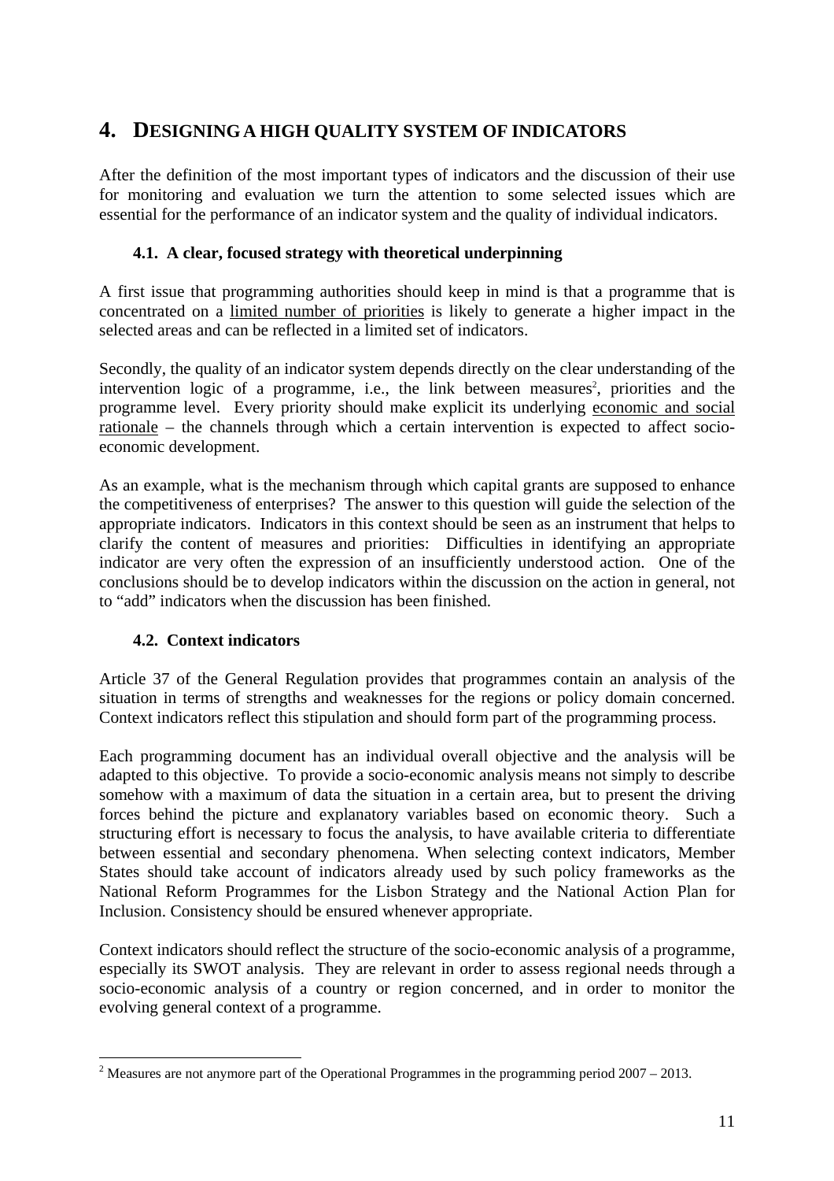# 4. DESIGNING A HIGH QUALITY SYSTEM OF INDICATORS

After the definition of the most important types of indicators and the discussion of their use for monitoring and evaluation we turn the attention to some selected issues which are essential for the performance of an indicator system and the quality of individual indicators.

## 4.1. A clear, focused strategy with theoretical underpinning

A first issue that programming authorities should keep in mind is that a programme that is concentrated on a limited number of priorities is likely to generate a higher impact in the selected areas and can be reflected in a limited set of indicators.

Secondly, the quality of an indicator system depends directly on the clear understanding of the intervention logic of a programme, i.e., the link between measures[2], priorities and the programme level. Every priority should make explicit its underlying economic and social rationale – the channels through which a certain intervention is expected to affect socio-economic development.

As an example, what is the mechanism through which capital grants are supposed to enhance the competitiveness of enterprises? The answer to this question will guide the selection of the appropriate indicators. Indicators in this context should be seen as an instrument that helps to clarify the content of measures and priorities: Difficulties in identifying an appropriate indicator are very often the expression of an insufficiently understood action. One of the conclusions should be to develop indicators within the discussion on the action in general, not to "add" indicators when the discussion has been finished.

## 4.2. Context indicators

Article 37 of the General Regulation provides that programmes contain an analysis of the situation in terms of strengths and weaknesses for the regions or policy domain concerned. Context indicators reflect this stipulation and should form part of the programming process.

Each programming document has an individual overall objective and the analysis will be adapted to this objective. To provide a socio-economic analysis means not simply to describe somehow with a maximum of data the situation in a certain area, but to present the driving forces behind the picture and explanatory variables based on economic theory. Such a structuring effort is necessary to focus the analysis, to have available criteria to differentiate between essential and secondary phenomena. When selecting context indicators, Member States should take account of indicators already used by such policy frameworks as the National Reform Programmes for the Lisbon Strategy and the National Action Plan for Inclusion. Consistency should be ensured whenever appropriate.

Context indicators should reflect the structure of the socio-economic analysis of a programme, especially its SWOT analysis. They are relevant in order to assess regional needs through a socio-economic analysis of a country or region concerned, and in order to monitor the evolving general context of a programme.

---

[2] Measures are not anymore part of the Operational Programmes in the programming period 2007 – 2013.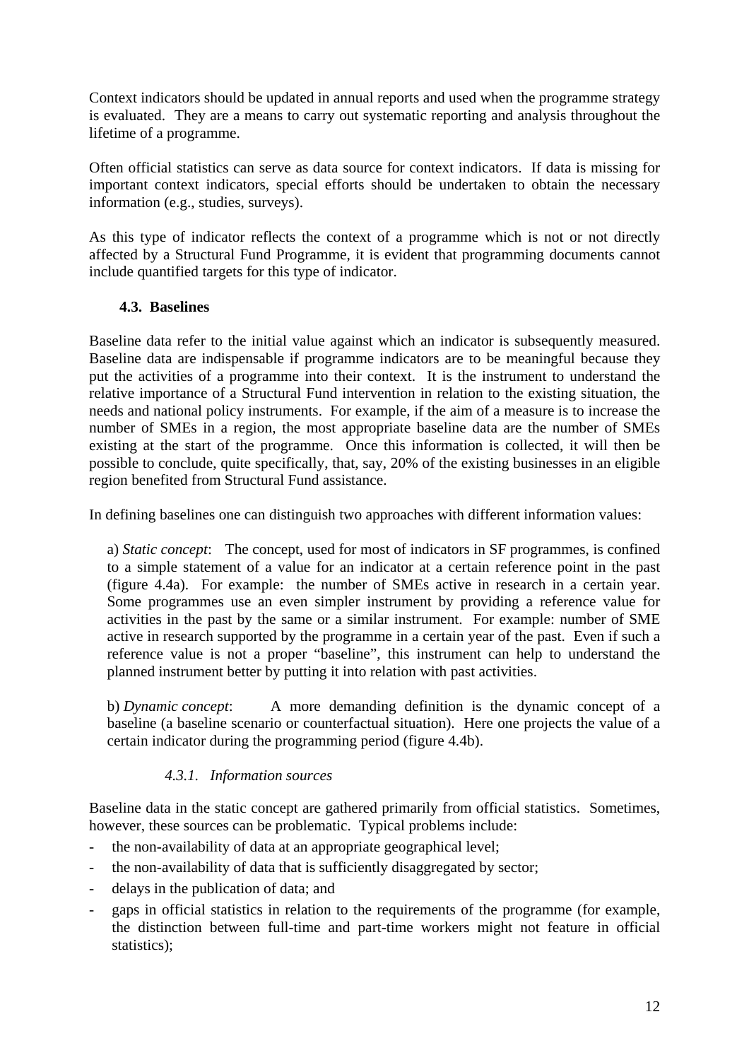Context indicators should be updated in annual reports and used when the programme strategy is evaluated. They are a means to carry out systematic reporting and analysis throughout the lifetime of a programme.

Often official statistics can serve as data source for context indicators. If data is missing for important context indicators, special efforts should be undertaken to obtain the necessary information (e.g., studies, surveys).

As this type of indicator reflects the context of a programme which is not or not directly affected by a Structural Fund Programme, it is evident that programming documents cannot include quantified targets for this type of indicator.

### 4.3. Baselines

Baseline data refer to the initial value against which an indicator is subsequently measured. Baseline data are indispensable if programme indicators are to be meaningful because they put the activities of a programme into their context. It is the instrument to understand the relative importance of a Structural Fund intervention in relation to the existing situation, the needs and national policy instruments. For example, if the aim of a measure is to increase the number of SMEs in a region, the most appropriate baseline data are the number of SMEs existing at the start of the programme. Once this information is collected, it will then be possible to conclude, quite specifically, that, say, 20% of the existing businesses in an eligible region benefited from Structural Fund assistance.

In defining baselines one can distinguish two approaches with different information values:

a) *Static concept*: The concept, used for most of indicators in SF programmes, is confined to a simple statement of a value for an indicator at a certain reference point in the past (figure 4.4a). For example: the number of SMEs active in research in a certain year. Some programmes use an even simpler instrument by providing a reference value for activities in the past by the same or a similar instrument. For example: number of SME active in research supported by the programme in a certain year of the past. Even if such a reference value is not a proper "baseline", this instrument can help to understand the planned instrument better by putting it into relation with past activities.

b) *Dynamic concept*: A more demanding definition is the dynamic concept of a baseline (a baseline scenario or counterfactual situation). Here one projects the value of a certain indicator during the programming period (figure 4.4b).

#### *4.3.1. Information sources*

Baseline data in the static concept are gathered primarily from official statistics. Sometimes, however, these sources can be problematic. Typical problems include:

- the non-availability of data at an appropriate geographical level;
- the non-availability of data that is sufficiently disaggregated by sector;
- delays in the publication of data; and
- gaps in official statistics in relation to the requirements of the programme (for example, the distinction between full-time and part-time workers might not feature in official statistics);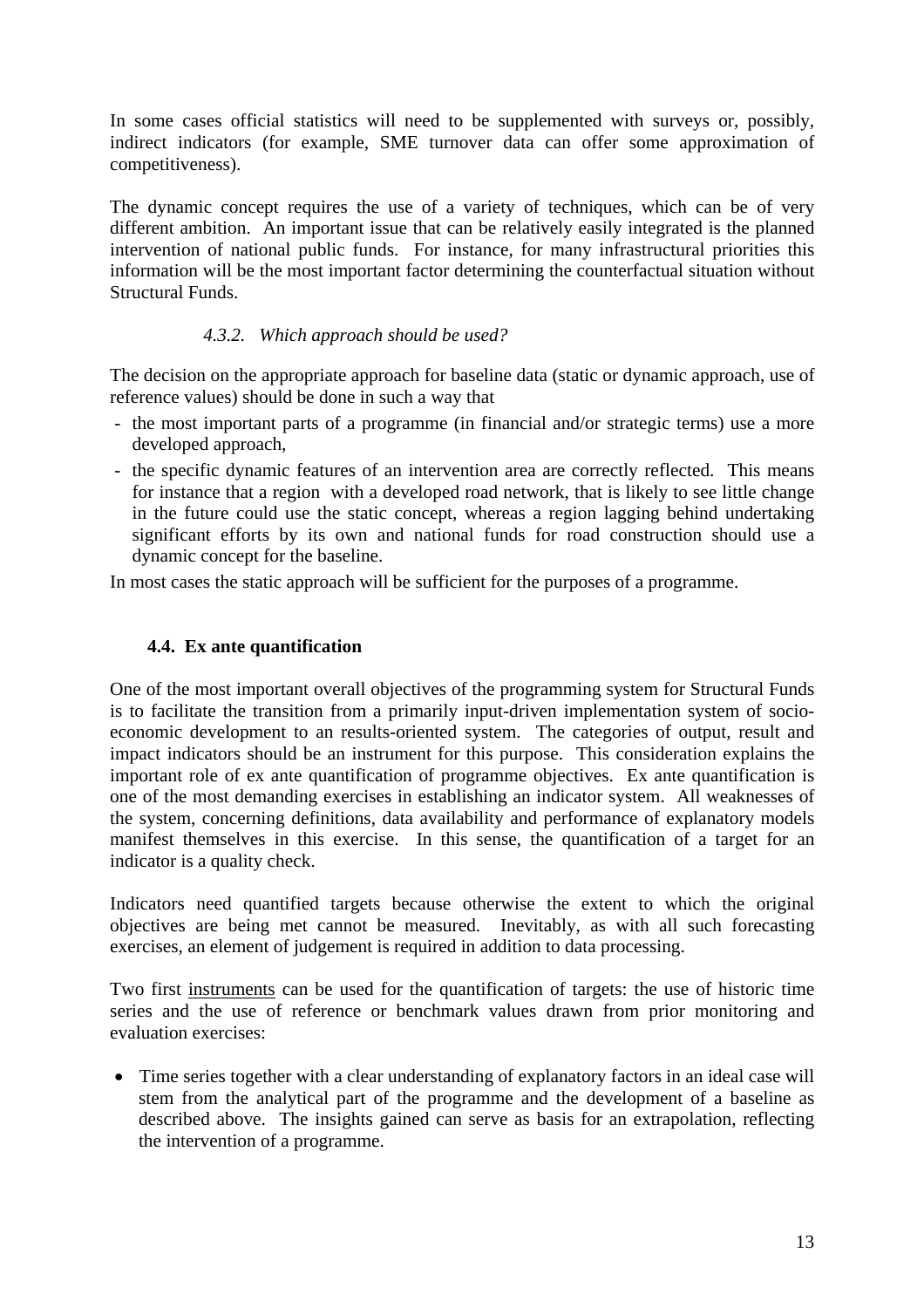In some cases official statistics will need to be supplemented with surveys or, possibly, indirect indicators (for example, SME turnover data can offer some approximation of competitiveness).

The dynamic concept requires the use of a variety of techniques, which can be of very different ambition. An important issue that can be relatively easily integrated is the planned intervention of national public funds. For instance, for many infrastructural priorities this information will be the most important factor determining the counterfactual situation without Structural Funds.

#### *4.3.2. Which approach should be used?*

The decision on the appropriate approach for baseline data (static or dynamic approach, use of reference values) should be done in such a way that

- the most important parts of a programme (in financial and/or strategic terms) use a more developed approach,
- the specific dynamic features of an intervention area are correctly reflected. This means for instance that a region with a developed road network, that is likely to see little change in the future could use the static concept, whereas a region lagging behind undertaking significant efforts by its own and national funds for road construction should use a dynamic concept for the baseline.

In most cases the static approach will be sufficient for the purposes of a programme.

### **4.4. Ex ante quantification**

One of the most important overall objectives of the programming system for Structural Funds is to facilitate the transition from a primarily input-driven implementation system of socio-economic development to an results-oriented system. The categories of output, result and impact indicators should be an instrument for this purpose. This consideration explains the important role of ex ante quantification of programme objectives. Ex ante quantification is one of the most demanding exercises in establishing an indicator system. All weaknesses of the system, concerning definitions, data availability and performance of explanatory models manifest themselves in this exercise. In this sense, the quantification of a target for an indicator is a quality check.

Indicators need quantified targets because otherwise the extent to which the original objectives are being met cannot be measured. Inevitably, as with all such forecasting exercises, an element of judgement is required in addition to data processing.

Two first instruments can be used for the quantification of targets: the use of historic time series and the use of reference or benchmark values drawn from prior monitoring and evaluation exercises:

- Time series together with a clear understanding of explanatory factors in an ideal case will stem from the analytical part of the programme and the development of a baseline as described above. The insights gained can serve as basis for an extrapolation, reflecting the intervention of a programme.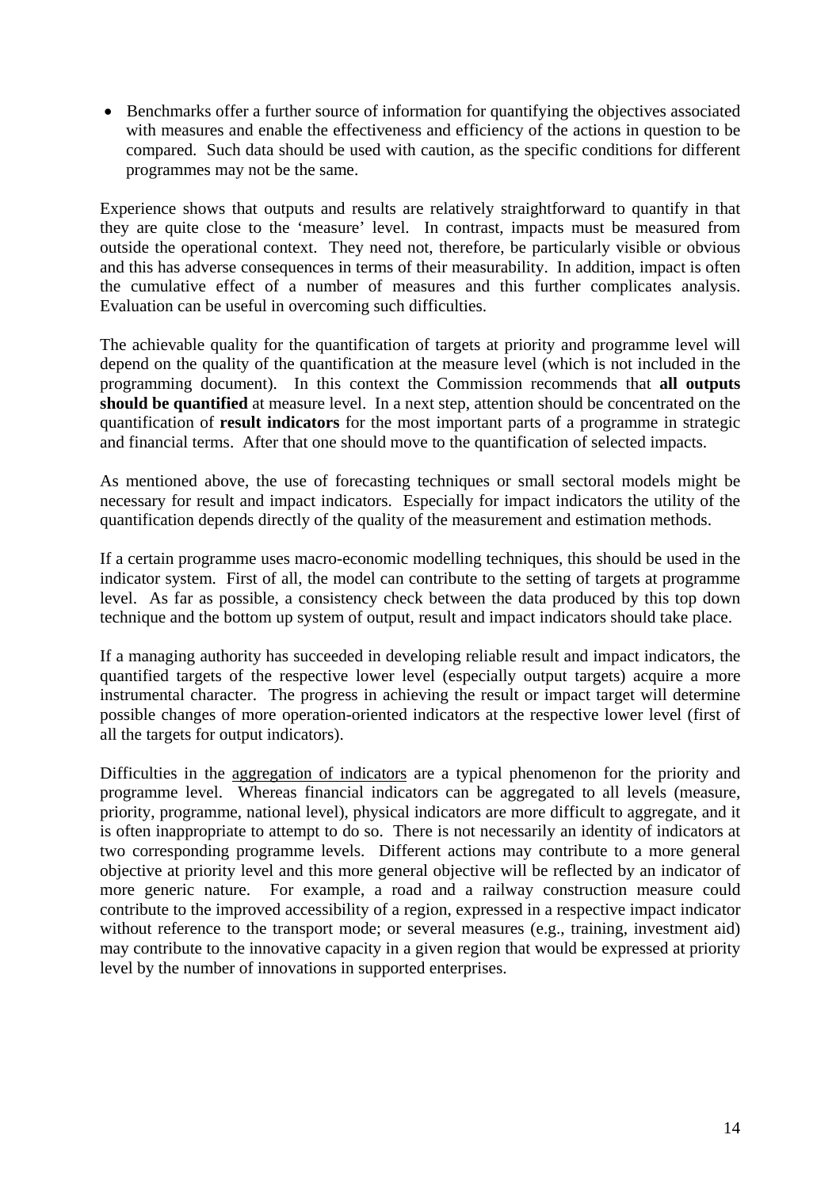- Benchmarks offer a further source of information for quantifying the objectives associated with measures and enable the effectiveness and efficiency of the actions in question to be compared. Such data should be used with caution, as the specific conditions for different programmes may not be the same.

Experience shows that outputs and results are relatively straightforward to quantify in that they are quite close to the 'measure' level. In contrast, impacts must be measured from outside the operational context. They need not, therefore, be particularly visible or obvious and this has adverse consequences in terms of their measurability. In addition, impact is often the cumulative effect of a number of measures and this further complicates analysis. Evaluation can be useful in overcoming such difficulties.

The achievable quality for the quantification of targets at priority and programme level will depend on the quality of the quantification at the measure level (which is not included in the programming document). In this context the Commission recommends that **all outputs should be quantified** at measure level. In a next step, attention should be concentrated on the quantification of **result indicators** for the most important parts of a programme in strategic and financial terms. After that one should move to the quantification of selected impacts.

As mentioned above, the use of forecasting techniques or small sectoral models might be necessary for result and impact indicators. Especially for impact indicators the utility of the quantification depends directly of the quality of the measurement and estimation methods.

If a certain programme uses macro-economic modelling techniques, this should be used in the indicator system. First of all, the model can contribute to the setting of targets at programme level. As far as possible, a consistency check between the data produced by this top down technique and the bottom up system of output, result and impact indicators should take place.

If a managing authority has succeeded in developing reliable result and impact indicators, the quantified targets of the respective lower level (especially output targets) acquire a more instrumental character. The progress in achieving the result or impact target will determine possible changes of more operation-oriented indicators at the respective lower level (first of all the targets for output indicators).

Difficulties in the aggregation of indicators are a typical phenomenon for the priority and programme level. Whereas financial indicators can be aggregated to all levels (measure, priority, programme, national level), physical indicators are more difficult to aggregate, and it is often inappropriate to attempt to do so. There is not necessarily an identity of indicators at two corresponding programme levels. Different actions may contribute to a more general objective at priority level and this more general objective will be reflected by an indicator of more generic nature. For example, a road and a railway construction measure could contribute to the improved accessibility of a region, expressed in a respective impact indicator without reference to the transport mode; or several measures (e.g., training, investment aid) may contribute to the innovative capacity in a given region that would be expressed at priority level by the number of innovations in supported enterprises.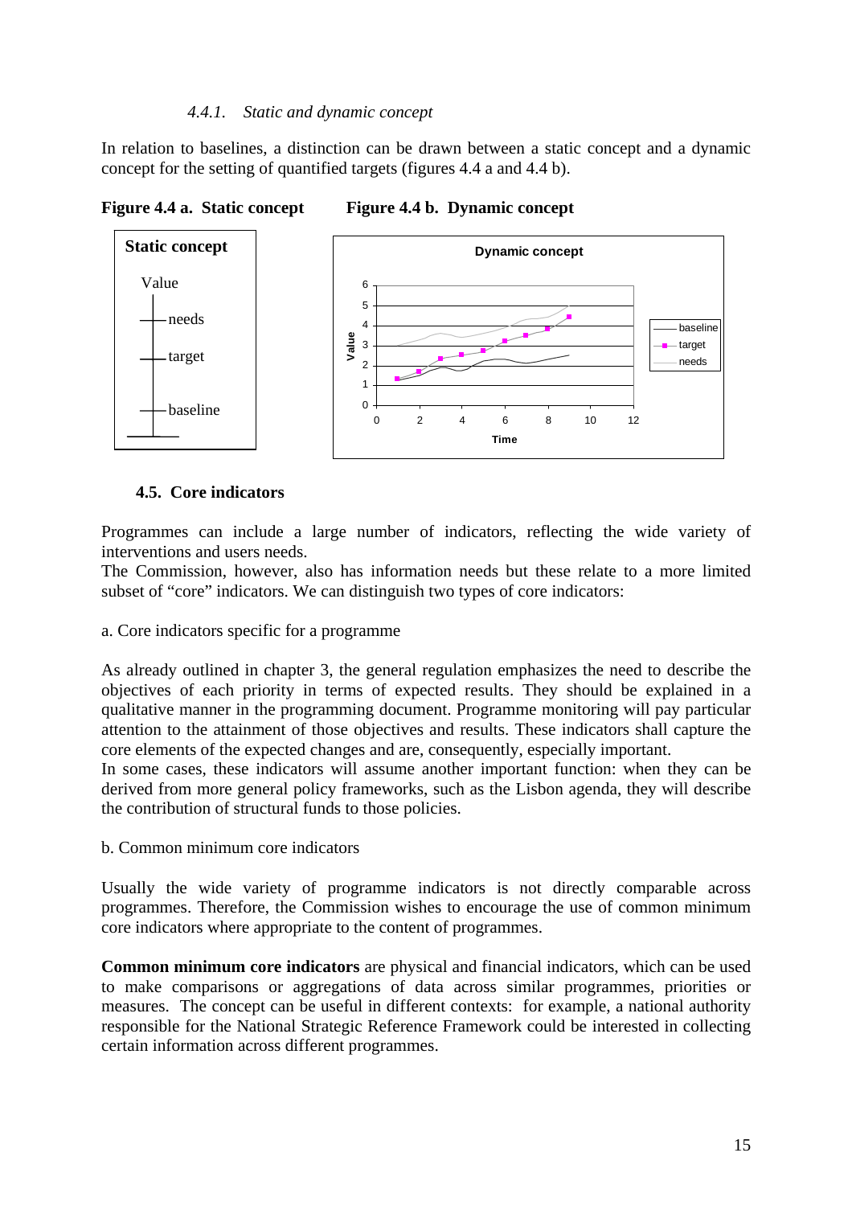#### 4.4.1. *Static and dynamic concept*

In relation to baselines, a distinction can be drawn between a static concept and a dynamic concept for the setting of quantified targets (figures 4.4 a and 4.4 b).

**Figure 4.4 a. Static concept** **Figure 4.4 b. Dynamic concept**

### 4.5. Core indicators

Programmes can include a large number of indicators, reflecting the wide variety of interventions and users needs.
The Commission, however, also has information needs but these relate to a more limited subset of "core" indicators. We can distinguish two types of core indicators:

a. Core indicators specific for a programme

As already outlined in chapter 3, the general regulation emphasizes the need to describe the objectives of each priority in terms of expected results. They should be explained in a qualitative manner in the programming document. Programme monitoring will pay particular attention to the attainment of those objectives and results. These indicators shall capture the core elements of the expected changes and are, consequently, especially important.
In some cases, these indicators will assume another important function: when they can be derived from more general policy frameworks, such as the Lisbon agenda, they will describe the contribution of structural funds to those policies.

b. Common minimum core indicators

Usually the wide variety of programme indicators is not directly comparable across programmes. Therefore, the Commission wishes to encourage the use of common minimum core indicators where appropriate to the content of programmes.

**Common minimum core indicators** are physical and financial indicators, which can be used to make comparisons or aggregations of data across similar programmes, priorities or measures. The concept can be useful in different contexts: for example, a national authority responsible for the National Strategic Reference Framework could be interested in collecting certain information across different programmes.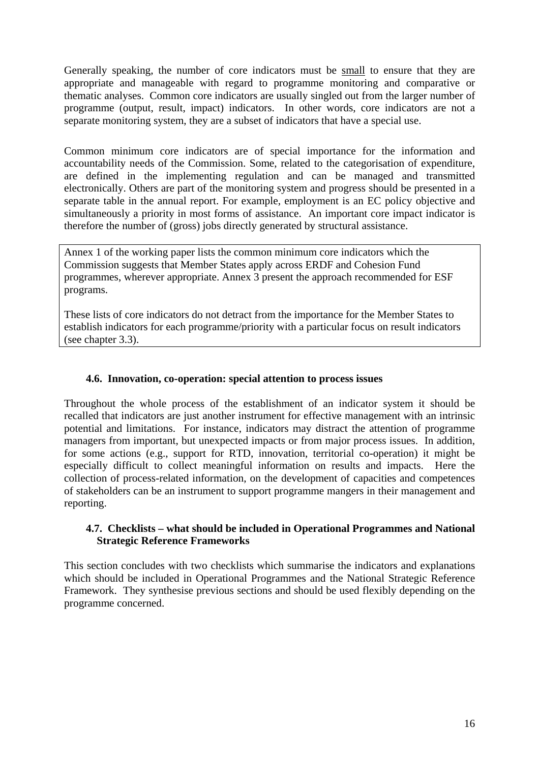Generally speaking, the number of core indicators must be small to ensure that they are appropriate and manageable with regard to programme monitoring and comparative or thematic analyses. Common core indicators are usually singled out from the larger number of programme (output, result, impact) indicators. In other words, core indicators are not a separate monitoring system, they are a subset of indicators that have a special use.

Common minimum core indicators are of special importance for the information and accountability needs of the Commission. Some, related to the categorisation of expenditure, are defined in the implementing regulation and can be managed and transmitted electronically. Others are part of the monitoring system and progress should be presented in a separate table in the annual report. For example, employment is an EC policy objective and simultaneously a priority in most forms of assistance. An important core impact indicator is therefore the number of (gross) jobs directly generated by structural assistance.

> Annex 1 of the working paper lists the common minimum core indicators which the Commission suggests that Member States apply across ERDF and Cohesion Fund programmes, wherever appropriate. Annex 3 present the approach recommended for ESF programs.
>
> These lists of core indicators do not detract from the importance for the Member States to establish indicators for each programme/priority with a particular focus on result indicators (see chapter 3.3).

### 4.6. Innovation, co-operation: special attention to process issues

Throughout the whole process of the establishment of an indicator system it should be recalled that indicators are just another instrument for effective management with an intrinsic potential and limitations. For instance, indicators may distract the attention of programme managers from important, but unexpected impacts or from major process issues. In addition, for some actions (e.g., support for RTD, innovation, territorial co-operation) it might be especially difficult to collect meaningful information on results and impacts. Here the collection of process-related information, on the development of capacities and competences of stakeholders can be an instrument to support programme mangers in their management and reporting.

### 4.7. Checklists – what should be included in Operational Programmes and National Strategic Reference Frameworks

This section concludes with two checklists which summarise the indicators and explanations which should be included in Operational Programmes and the National Strategic Reference Framework. They synthesise previous sections and should be used flexibly depending on the programme concerned.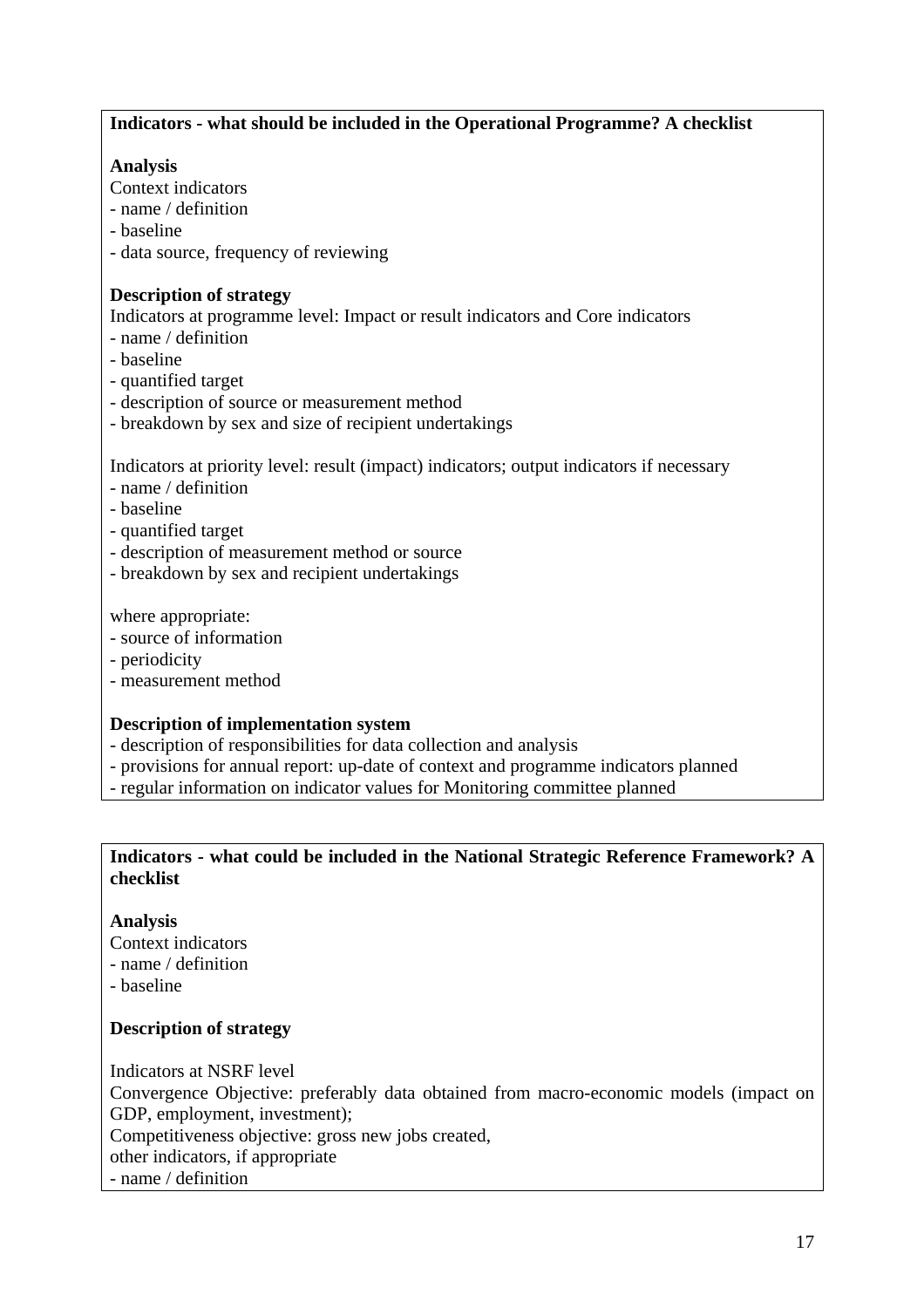**Indicators - what should be included in the Operational Programme? A checklist**

**Analysis**

Context indicators

- name / definition
- baseline
- data source, frequency of reviewing

**Description of strategy**

Indicators at programme level: Impact or result indicators and Core indicators

- name / definition
- baseline
- quantified target
- description of source or measurement method
- breakdown by sex and size of recipient undertakings

Indicators at priority level: result (impact) indicators; output indicators if necessary

- name / definition
- baseline
- quantified target
- description of measurement method or source
- breakdown by sex and recipient undertakings

where appropriate:

- source of information
- periodicity
- measurement method

**Description of implementation system**

- description of responsibilities for data collection and analysis
- provisions for annual report: up-date of context and programme indicators planned
- regular information on indicator values for Monitoring committee planned

**Indicators - what could be included in the National Strategic Reference Framework? A checklist**

**Analysis**

Context indicators

- name / definition
- baseline

**Description of strategy**

Indicators at NSRF level

Convergence Objective: preferably data obtained from macro-economic models (impact on GDP, employment, investment);

Competitiveness objective: gross new jobs created,

other indicators, if appropriate

- name / definition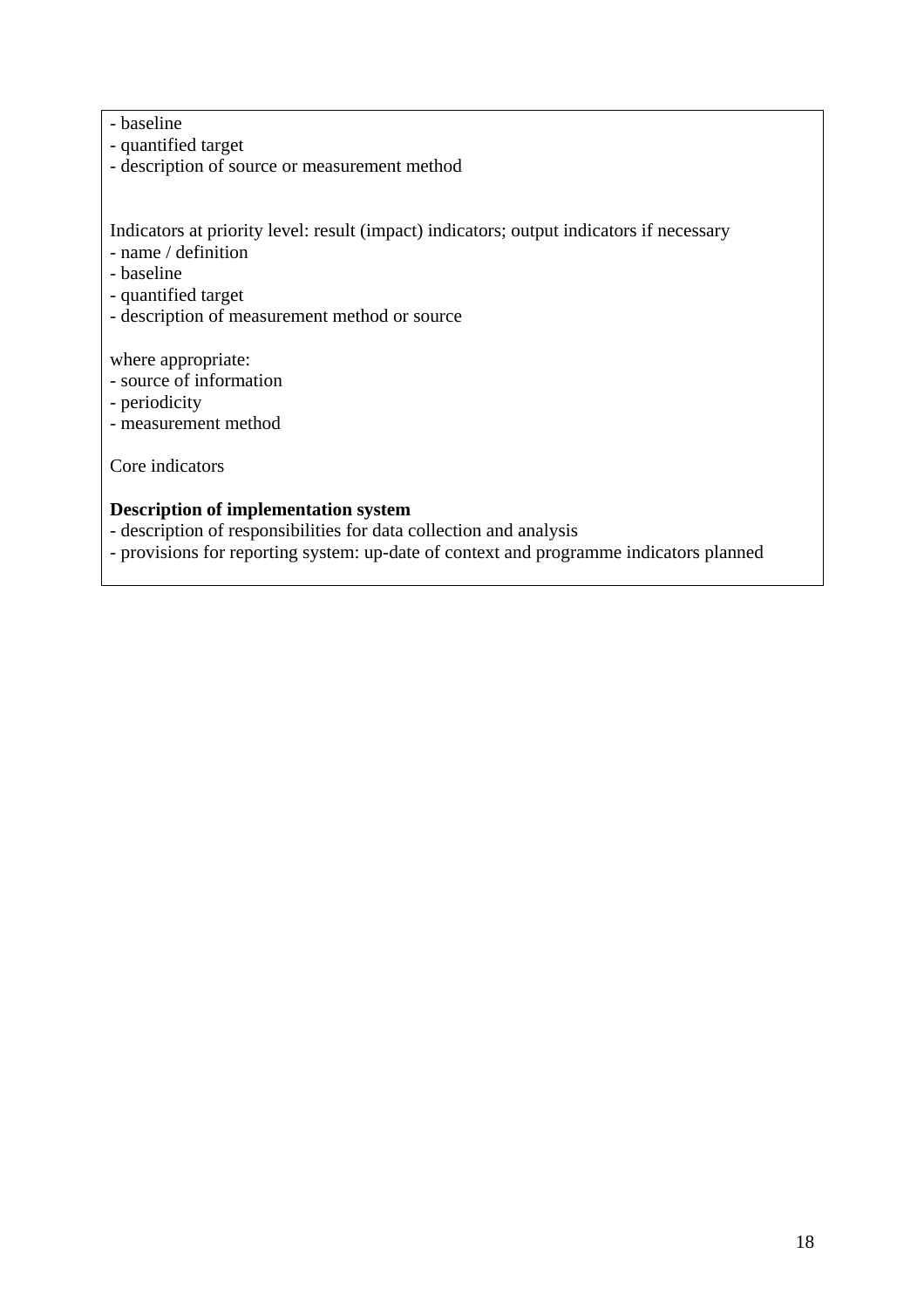- baseline
- quantified target
- description of source or measurement method

Indicators at priority level: result (impact) indicators; output indicators if necessary
- name / definition
- baseline
- quantified target
- description of measurement method or source

where appropriate:
- source of information
- periodicity
- measurement method

Core indicators

**Description of implementation system**
- description of responsibilities for data collection and analysis
- provisions for reporting system: up-date of context and programme indicators planned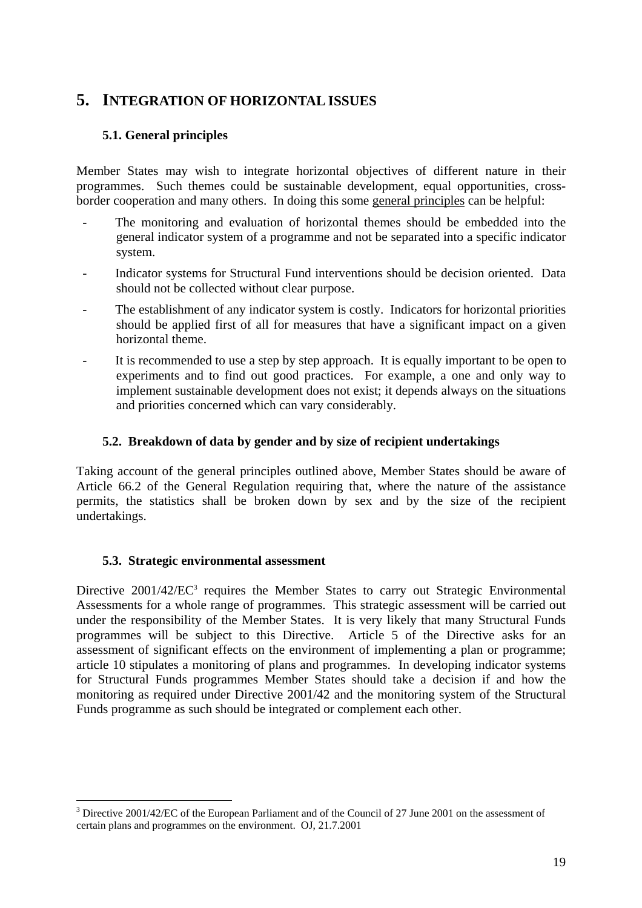# 5. INTEGRATION OF HORIZONTAL ISSUES

## 5.1. General principles

Member States may wish to integrate horizontal objectives of different nature in their programmes. Such themes could be sustainable development, equal opportunities, cross-border cooperation and many others. In doing this some general principles can be helpful:

- The monitoring and evaluation of horizontal themes should be embedded into the general indicator system of a programme and not be separated into a specific indicator system.
- Indicator systems for Structural Fund interventions should be decision oriented. Data should not be collected without clear purpose.
- The establishment of any indicator system is costly. Indicators for horizontal priorities should be applied first of all for measures that have a significant impact on a given horizontal theme.
- It is recommended to use a step by step approach. It is equally important to be open to experiments and to find out good practices. For example, a one and only way to implement sustainable development does not exist; it depends always on the situations and priorities concerned which can vary considerably.

## 5.2. Breakdown of data by gender and by size of recipient undertakings

Taking account of the general principles outlined above, Member States should be aware of Article 66.2 of the General Regulation requiring that, where the nature of the assistance permits, the statistics shall be broken down by sex and by the size of the recipient undertakings.

## 5.3. Strategic environmental assessment

Directive 2001/42/EC[3] requires the Member States to carry out Strategic Environmental Assessments for a whole range of programmes. This strategic assessment will be carried out under the responsibility of the Member States. It is very likely that many Structural Funds programmes will be subject to this Directive. Article 5 of the Directive asks for an assessment of significant effects on the environment of implementing a plan or programme; article 10 stipulates a monitoring of plans and programmes. In developing indicator systems for Structural Funds programmes Member States should take a decision if and how the monitoring as required under Directive 2001/42 and the monitoring system of the Structural Funds programme as such should be integrated or complement each other.

---

[3] Directive 2001/42/EC of the European Parliament and of the Council of 27 June 2001 on the assessment of certain plans and programmes on the environment. OJ, 21.7.2001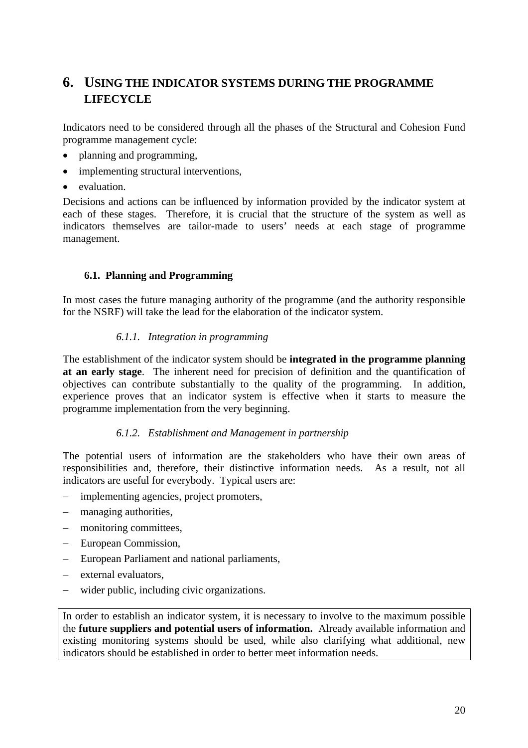# 6. USING THE INDICATOR SYSTEMS DURING THE PROGRAMME LIFECYCLE

Indicators need to be considered through all the phases of the Structural and Cohesion Fund programme management cycle:

- planning and programming,
- implementing structural interventions,
- evaluation.

Decisions and actions can be influenced by information provided by the indicator system at each of these stages. Therefore, it is crucial that the structure of the system as well as indicators themselves are tailor-made to users' needs at each stage of programme management.

## 6.1. Planning and Programming

In most cases the future managing authority of the programme (and the authority responsible for the NSRF) will take the lead for the elaboration of the indicator system.

### *6.1.1. Integration in programming*

The establishment of the indicator system should be **integrated in the programme planning at an early stage**. The inherent need for precision of definition and the quantification of objectives can contribute substantially to the quality of the programming. In addition, experience proves that an indicator system is effective when it starts to measure the programme implementation from the very beginning.

### *6.1.2. Establishment and Management in partnership*

The potential users of information are the stakeholders who have their own areas of responsibilities and, therefore, their distinctive information needs. As a result, not all indicators are useful for everybody. Typical users are:

- implementing agencies, project promoters,
- managing authorities,
- monitoring committees,
- European Commission,
- European Parliament and national parliaments,
- external evaluators,
- wider public, including civic organizations.

In order to establish an indicator system, it is necessary to involve to the maximum possible the **future suppliers and potential users of information.** Already available information and existing monitoring systems should be used, while also clarifying what additional, new indicators should be established in order to better meet information needs.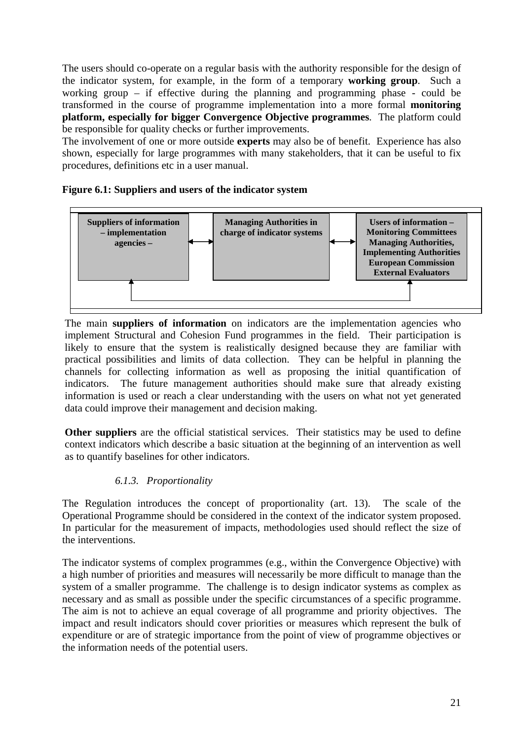The users should co-operate on a regular basis with the authority responsible for the design of the indicator system, for example, in the form of a temporary **working group**. Such a working group – if effective during the planning and programming phase - could be transformed in the course of programme implementation into a more formal **monitoring platform, especially for bigger Convergence Objective programmes**. The platform could be responsible for quality checks or further improvements.
The involvement of one or more outside **experts** may also be of benefit. Experience has also shown, especially for large programmes with many stakeholders, that it can be useful to fix procedures, definitions etc in a user manual.

**Figure 6.1: Suppliers and users of the indicator system**

| Suppliers of information – implementation agencies – | ↔ | Managing Authorities in charge of indicator systems | ↔ | Users of information – Monitoring Committees Managing Authorities, Implementing Authorities European Commission External Evaluators |
|---|---|---|---|---|

The main **suppliers of information** on indicators are the implementation agencies who implement Structural and Cohesion Fund programmes in the field. Their participation is likely to ensure that the system is realistically designed because they are familiar with practical possibilities and limits of data collection. They can be helpful in planning the channels for collecting information as well as proposing the initial quantification of indicators. The future management authorities should make sure that already existing information is used or reach a clear understanding with the users on what not yet generated data could improve their management and decision making.

**Other suppliers** are the official statistical services. Their statistics may be used to define context indicators which describe a basic situation at the beginning of an intervention as well as to quantify baselines for other indicators.

### *6.1.3. Proportionality*

The Regulation introduces the concept of proportionality (art. 13). The scale of the Operational Programme should be considered in the context of the indicator system proposed. In particular for the measurement of impacts, methodologies used should reflect the size of the interventions.

The indicator systems of complex programmes (e.g., within the Convergence Objective) with a high number of priorities and measures will necessarily be more difficult to manage than the system of a smaller programme. The challenge is to design indicator systems as complex as necessary and as small as possible under the specific circumstances of a specific programme. The aim is not to achieve an equal coverage of all programme and priority objectives. The impact and result indicators should cover priorities or measures which represent the bulk of expenditure or are of strategic importance from the point of view of programme objectives or the information needs of the potential users.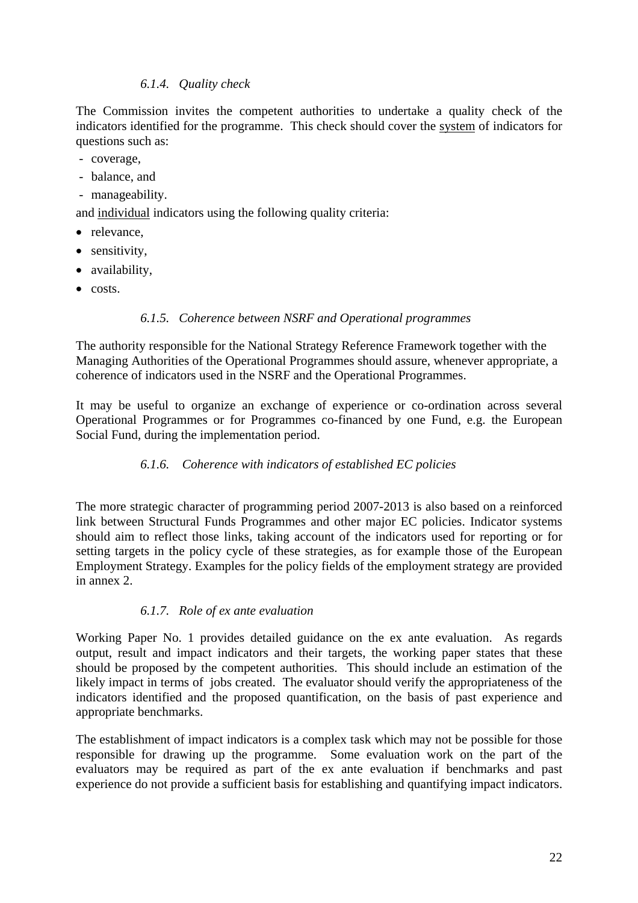#### *6.1.4. Quality check*

The Commission invites the competent authorities to undertake a quality check of the indicators identified for the programme. This check should cover the <u>system</u> of indicators for questions such as:

- coverage,
- balance, and
- manageability.

and <u>individual</u> indicators using the following quality criteria:

- relevance,
- sensitivity,
- availability,
- costs.

#### *6.1.5. Coherence between NSRF and Operational programmes*

The authority responsible for the National Strategy Reference Framework together with the Managing Authorities of the Operational Programmes should assure, whenever appropriate, a coherence of indicators used in the NSRF and the Operational Programmes.

It may be useful to organize an exchange of experience or co-ordination across several Operational Programmes or for Programmes co-financed by one Fund, e.g. the European Social Fund, during the implementation period.

#### *6.1.6. Coherence with indicators of established EC policies*

The more strategic character of programming period 2007-2013 is also based on a reinforced link between Structural Funds Programmes and other major EC policies. Indicator systems should aim to reflect those links, taking account of the indicators used for reporting or for setting targets in the policy cycle of these strategies, as for example those of the European Employment Strategy. Examples for the policy fields of the employment strategy are provided in annex 2.

#### *6.1.7. Role of ex ante evaluation*

Working Paper No. 1 provides detailed guidance on the ex ante evaluation. As regards output, result and impact indicators and their targets, the working paper states that these should be proposed by the competent authorities. This should include an estimation of the likely impact in terms of jobs created. The evaluator should verify the appropriateness of the indicators identified and the proposed quantification, on the basis of past experience and appropriate benchmarks.

The establishment of impact indicators is a complex task which may not be possible for those responsible for drawing up the programme. Some evaluation work on the part of the evaluators may be required as part of the ex ante evaluation if benchmarks and past experience do not provide a sufficient basis for establishing and quantifying impact indicators.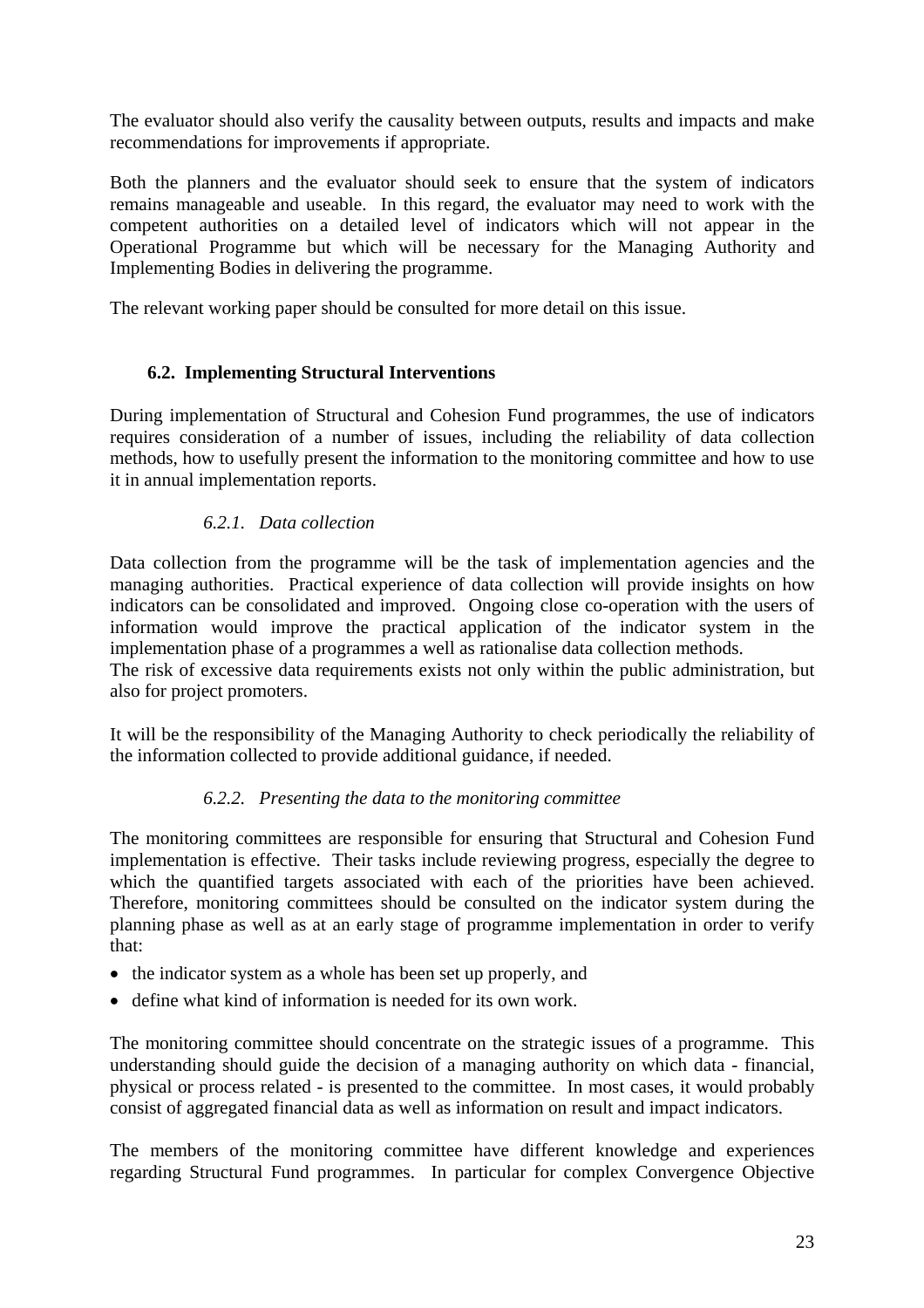The evaluator should also verify the causality between outputs, results and impacts and make recommendations for improvements if appropriate.

Both the planners and the evaluator should seek to ensure that the system of indicators remains manageable and useable. In this regard, the evaluator may need to work with the competent authorities on a detailed level of indicators which will not appear in the Operational Programme but which will be necessary for the Managing Authority and Implementing Bodies in delivering the programme.

The relevant working paper should be consulted for more detail on this issue.

## 6.2. Implementing Structural Interventions

During implementation of Structural and Cohesion Fund programmes, the use of indicators requires consideration of a number of issues, including the reliability of data collection methods, how to usefully present the information to the monitoring committee and how to use it in annual implementation reports.

### *6.2.1. Data collection*

Data collection from the programme will be the task of implementation agencies and the managing authorities. Practical experience of data collection will provide insights on how indicators can be consolidated and improved. Ongoing close co-operation with the users of information would improve the practical application of the indicator system in the implementation phase of a programmes a well as rationalise data collection methods.
The risk of excessive data requirements exists not only within the public administration, but also for project promoters.

It will be the responsibility of the Managing Authority to check periodically the reliability of the information collected to provide additional guidance, if needed.

### *6.2.2. Presenting the data to the monitoring committee*

The monitoring committees are responsible for ensuring that Structural and Cohesion Fund implementation is effective. Their tasks include reviewing progress, especially the degree to which the quantified targets associated with each of the priorities have been achieved. Therefore, monitoring committees should be consulted on the indicator system during the planning phase as well as at an early stage of programme implementation in order to verify that:

- the indicator system as a whole has been set up properly, and
- define what kind of information is needed for its own work.

The monitoring committee should concentrate on the strategic issues of a programme. This understanding should guide the decision of a managing authority on which data - financial, physical or process related - is presented to the committee. In most cases, it would probably consist of aggregated financial data as well as information on result and impact indicators.

The members of the monitoring committee have different knowledge and experiences regarding Structural Fund programmes. In particular for complex Convergence Objective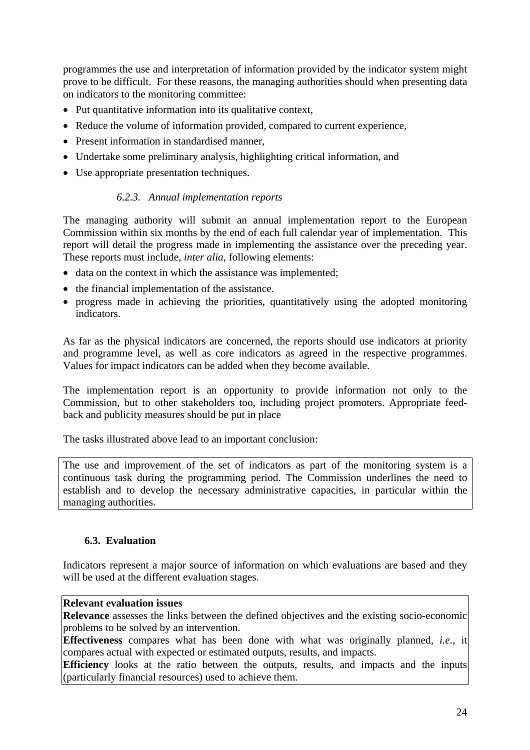programmes the use and interpretation of information provided by the indicator system might prove to be difficult. For these reasons, the managing authorities should when presenting data on indicators to the monitoring committee:

- Put quantitative information into its qualitative context,
- Reduce the volume of information provided, compared to current experience,
- Present information in standardised manner,
- Undertake some preliminary analysis, highlighting critical information, and
- Use appropriate presentation techniques.

#### *6.2.3. Annual implementation reports*

The managing authority will submit an annual implementation report to the European Commission within six months by the end of each full calendar year of implementation. This report will detail the progress made in implementing the assistance over the preceding year. These reports must include, *inter alia*, following elements:

- data on the context in which the assistance was implemented;
- the financial implementation of the assistance.
- progress made in achieving the priorities, quantitatively using the adopted monitoring indicators.

As far as the physical indicators are concerned, the reports should use indicators at priority and programme level, as well as core indicators as agreed in the respective programmes. Values for impact indicators can be added when they become available.

The implementation report is an opportunity to provide information not only to the Commission, but to other stakeholders too, including project promoters. Appropriate feed-back and publicity measures should be put in place

The tasks illustrated above lead to an important conclusion:

> The use and improvement of the set of indicators as part of the monitoring system is a continuous task during the programming period. The Commission underlines the need to establish and to develop the necessary administrative capacities, in particular within the managing authorities.

### 6.3. Evaluation

Indicators represent a major source of information on which evaluations are based and they will be used at the different evaluation stages.

> **Relevant evaluation issues**
> **Relevance** assesses the links between the defined objectives and the existing socio-economic problems to be solved by an intervention.
> **Effectiveness** compares what has been done with what was originally planned, *i.e.*, it compares actual with expected or estimated outputs, results, and impacts.
> **Efficiency** looks at the ratio between the outputs, results, and impacts and the inputs (particularly financial resources) used to achieve them.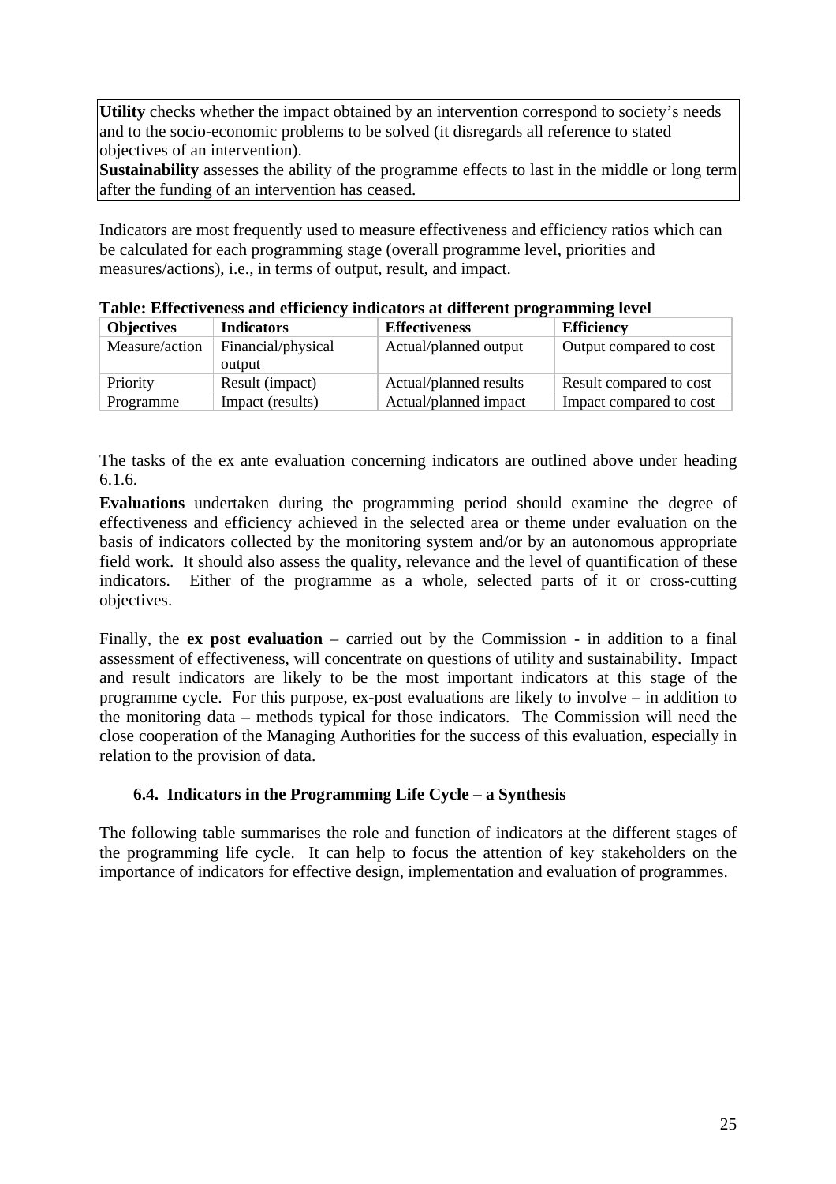**Utility** checks whether the impact obtained by an intervention correspond to society's needs and to the socio-economic problems to be solved (it disregards all reference to stated objectives of an intervention).

**Sustainability** assesses the ability of the programme effects to last in the middle or long term after the funding of an intervention has ceased.

Indicators are most frequently used to measure effectiveness and efficiency ratios which can be calculated for each programming stage (overall programme level, priorities and measures/actions), i.e., in terms of output, result, and impact.

**Table: Effectiveness and efficiency indicators at different programming level**

| Objectives | Indicators | Effectiveness | Efficiency |
|---|---|---|---|
| Measure/action | Financial/physical output | Actual/planned output | Output compared to cost |
| Priority | Result (impact) | Actual/planned results | Result compared to cost |
| Programme | Impact (results) | Actual/planned impact | Impact compared to cost |

The tasks of the ex ante evaluation concerning indicators are outlined above under heading 6.1.6.

**Evaluations** undertaken during the programming period should examine the degree of effectiveness and efficiency achieved in the selected area or theme under evaluation on the basis of indicators collected by the monitoring system and/or by an autonomous appropriate field work. It should also assess the quality, relevance and the level of quantification of these indicators. Either of the programme as a whole, selected parts of it or cross-cutting objectives.

Finally, the **ex post evaluation** – carried out by the Commission - in addition to a final assessment of effectiveness, will concentrate on questions of utility and sustainability. Impact and result indicators are likely to be the most important indicators at this stage of the programme cycle. For this purpose, ex-post evaluations are likely to involve – in addition to the monitoring data – methods typical for those indicators. The Commission will need the close cooperation of the Managing Authorities for the success of this evaluation, especially in relation to the provision of data.

### 6.4. Indicators in the Programming Life Cycle – a Synthesis

The following table summarises the role and function of indicators at the different stages of the programming life cycle. It can help to focus the attention of key stakeholders on the importance of indicators for effective design, implementation and evaluation of programmes.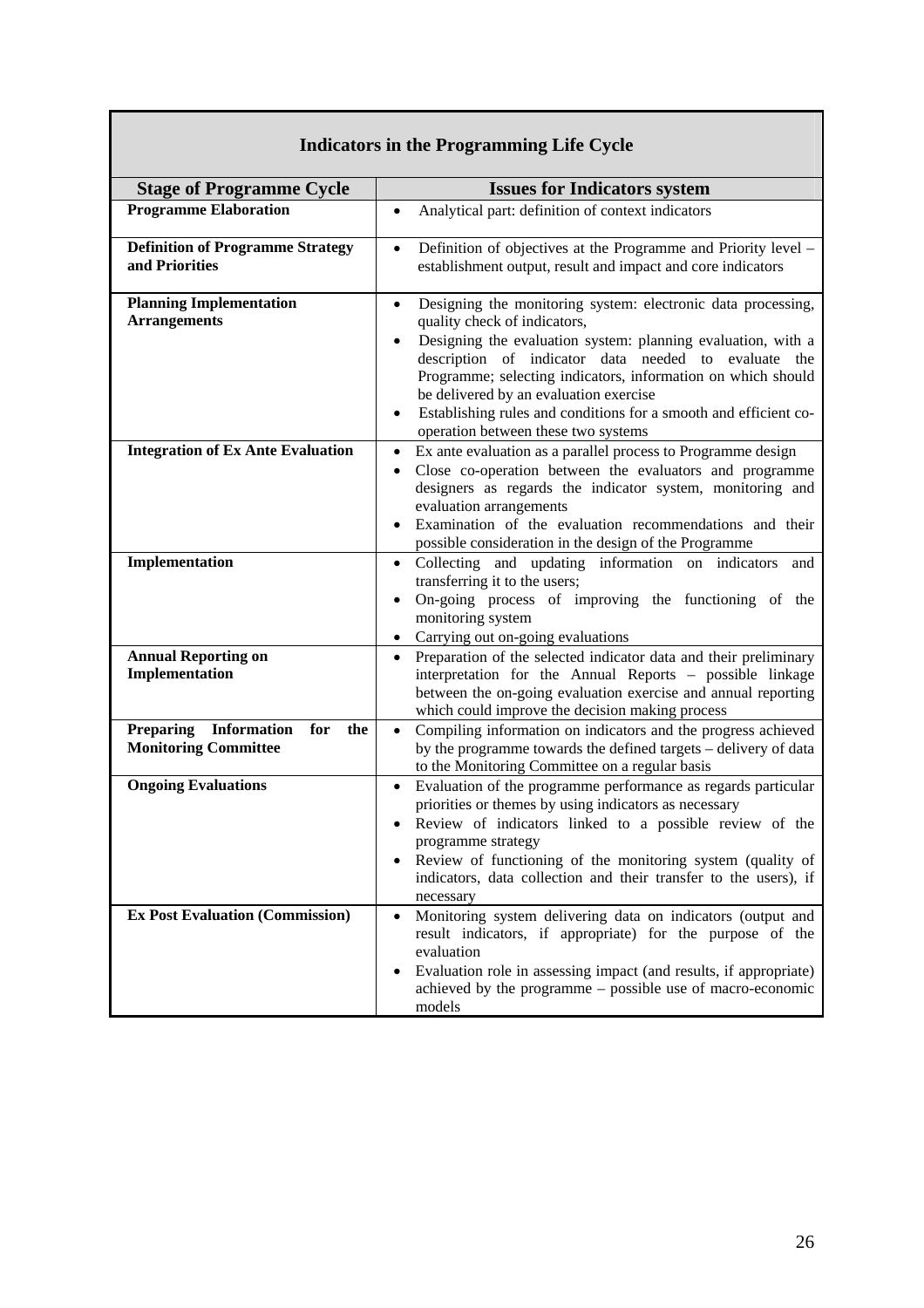**Indicators in the Programming Life Cycle**

| Stage of Programme Cycle | Issues for Indicators system |
|---|---|
| **Programme Elaboration** | • Analytical part: definition of context indicators |
| **Definition of Programme Strategy and Priorities** | • Definition of objectives at the Programme and Priority level – establishment output, result and impact and core indicators |
| **Planning Implementation Arrangements** | • Designing the monitoring system: electronic data processing, quality check of indicators,<br>• Designing the evaluation system: planning evaluation, with a description of indicator data needed to evaluate the Programme; selecting indicators, information on which should be delivered by an evaluation exercise<br>• Establishing rules and conditions for a smooth and efficient co-operation between these two systems |
| **Integration of Ex Ante Evaluation** | • Ex ante evaluation as a parallel process to Programme design<br>• Close co-operation between the evaluators and programme designers as regards the indicator system, monitoring and evaluation arrangements<br>• Examination of the evaluation recommendations and their possible consideration in the design of the Programme |
| **Implementation** | • Collecting and updating information on indicators and transferring it to the users;<br>• On-going process of improving the functioning of the monitoring system<br>• Carrying out on-going evaluations |
| **Annual Reporting on Implementation** | • Preparation of the selected indicator data and their preliminary interpretation for the Annual Reports – possible linkage between the on-going evaluation exercise and annual reporting which could improve the decision making process |
| **Preparing Information for the Monitoring Committee** | • Compiling information on indicators and the progress achieved by the programme towards the defined targets – delivery of data to the Monitoring Committee on a regular basis |
| **Ongoing Evaluations** | • Evaluation of the programme performance as regards particular priorities or themes by using indicators as necessary<br>• Review of indicators linked to a possible review of the programme strategy<br>• Review of functioning of the monitoring system (quality of indicators, data collection and their transfer to the users), if necessary |
| **Ex Post Evaluation (Commission)** | • Monitoring system delivering data on indicators (output and result indicators, if appropriate) for the purpose of the evaluation<br>• Evaluation role in assessing impact (and results, if appropriate) achieved by the programme – possible use of macro-economic models |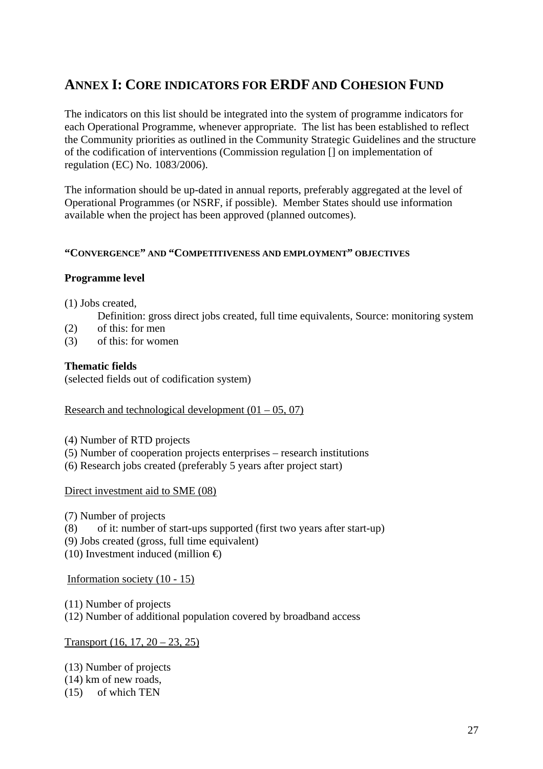# ANNEX I: CORE INDICATORS FOR ERDF AND COHESION FUND

The indicators on this list should be integrated into the system of programme indicators for each Operational Programme, whenever appropriate. The list has been established to reflect the Community priorities as outlined in the Community Strategic Guidelines and the structure of the codification of interventions (Commission regulation [] on implementation of regulation (EC) No. 1083/2006).

The information should be up-dated in annual reports, preferably aggregated at the level of Operational Programmes (or NSRF, if possible). Member States should use information available when the project has been approved (planned outcomes).

#### "CONVERGENCE" AND "COMPETITIVENESS AND EMPLOYMENT" OBJECTIVES

**Programme level**

(1) Jobs created,
    Definition: gross direct jobs created, full time equivalents, Source: monitoring system
(2) of this: for men
(3) of this: for women

**Thematic fields**
(selected fields out of codification system)

<u>Research and technological development (01 – 05, 07)</u>

(4) Number of RTD projects
(5) Number of cooperation projects enterprises – research institutions
(6) Research jobs created (preferably 5 years after project start)

<u>Direct investment aid to SME (08)</u>

(7) Number of projects
(8) of it: number of start-ups supported (first two years after start-up)
(9) Jobs created (gross, full time equivalent)
(10) Investment induced (million €)

<u>Information society (10 - 15)</u>

(11) Number of projects
(12) Number of additional population covered by broadband access

<u>Transport (16, 17, 20 – 23, 25)</u>

(13) Number of projects
(14) km of new roads,
(15) of which TEN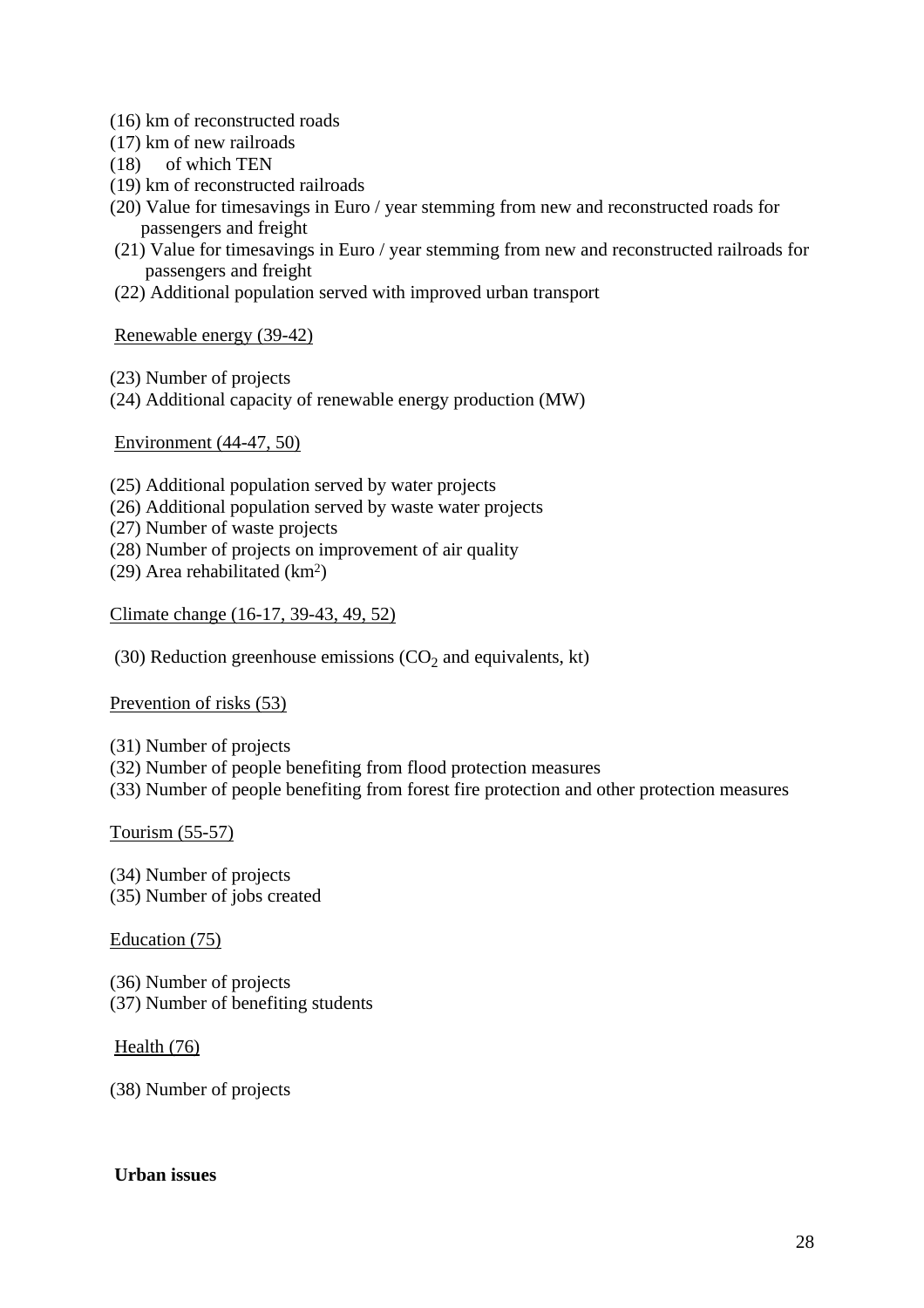(16) km of reconstructed roads
(17) km of new railroads
(18) of which TEN
(19) km of reconstructed railroads
(20) Value for timesavings in Euro / year stemming from new and reconstructed roads for passengers and freight
(21) Value for timesavings in Euro / year stemming from new and reconstructed railroads for passengers and freight
(22) Additional population served with improved urban transport

<u>Renewable energy (39-42)</u>

(23) Number of projects
(24) Additional capacity of renewable energy production (MW)

<u>Environment (44-47, 50)</u>

(25) Additional population served by water projects
(26) Additional population served by waste water projects
(27) Number of waste projects
(28) Number of projects on improvement of air quality
(29) Area rehabilitated ($km^2$)

<u>Climate change (16-17, 39-43, 49, 52)</u>

(30) Reduction greenhouse emissions ($CO_2$ and equivalents, kt)

<u>Prevention of risks (53)</u>

(31) Number of projects
(32) Number of people benefiting from flood protection measures
(33) Number of people benefiting from forest fire protection and other protection measures

<u>Tourism (55-57)</u>

(34) Number of projects
(35) Number of jobs created

<u>Education (75)</u>

(36) Number of projects
(37) Number of benefiting students

<u>Health (76)</u>

(38) Number of projects

**Urban issues**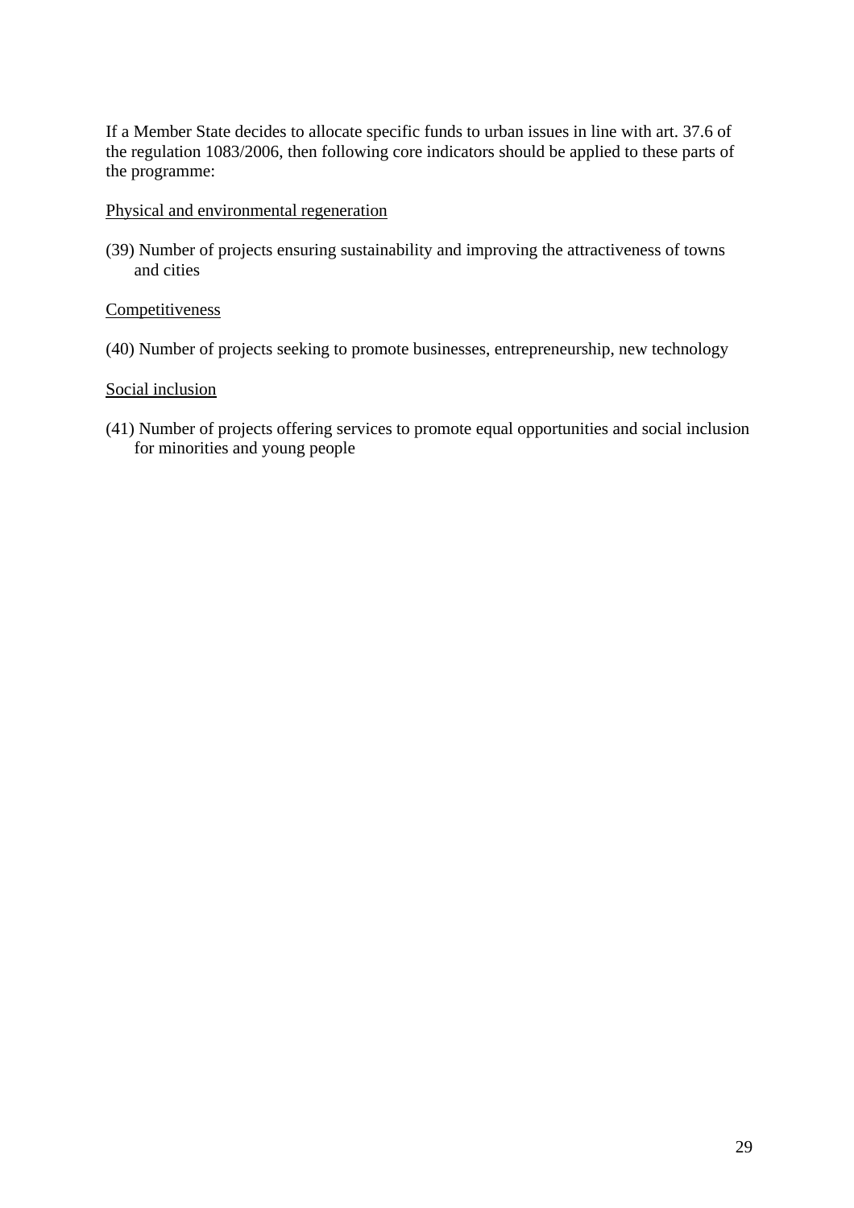If a Member State decides to allocate specific funds to urban issues in line with art. 37.6 of the regulation 1083/2006, then following core indicators should be applied to these parts of the programme:

<u>Physical and environmental regeneration</u>

(39) Number of projects ensuring sustainability and improving the attractiveness of towns and cities

<u>Competitiveness</u>

(40) Number of projects seeking to promote businesses, entrepreneurship, new technology

<u>Social inclusion</u>

(41) Number of projects offering services to promote equal opportunities and social inclusion for minorities and young people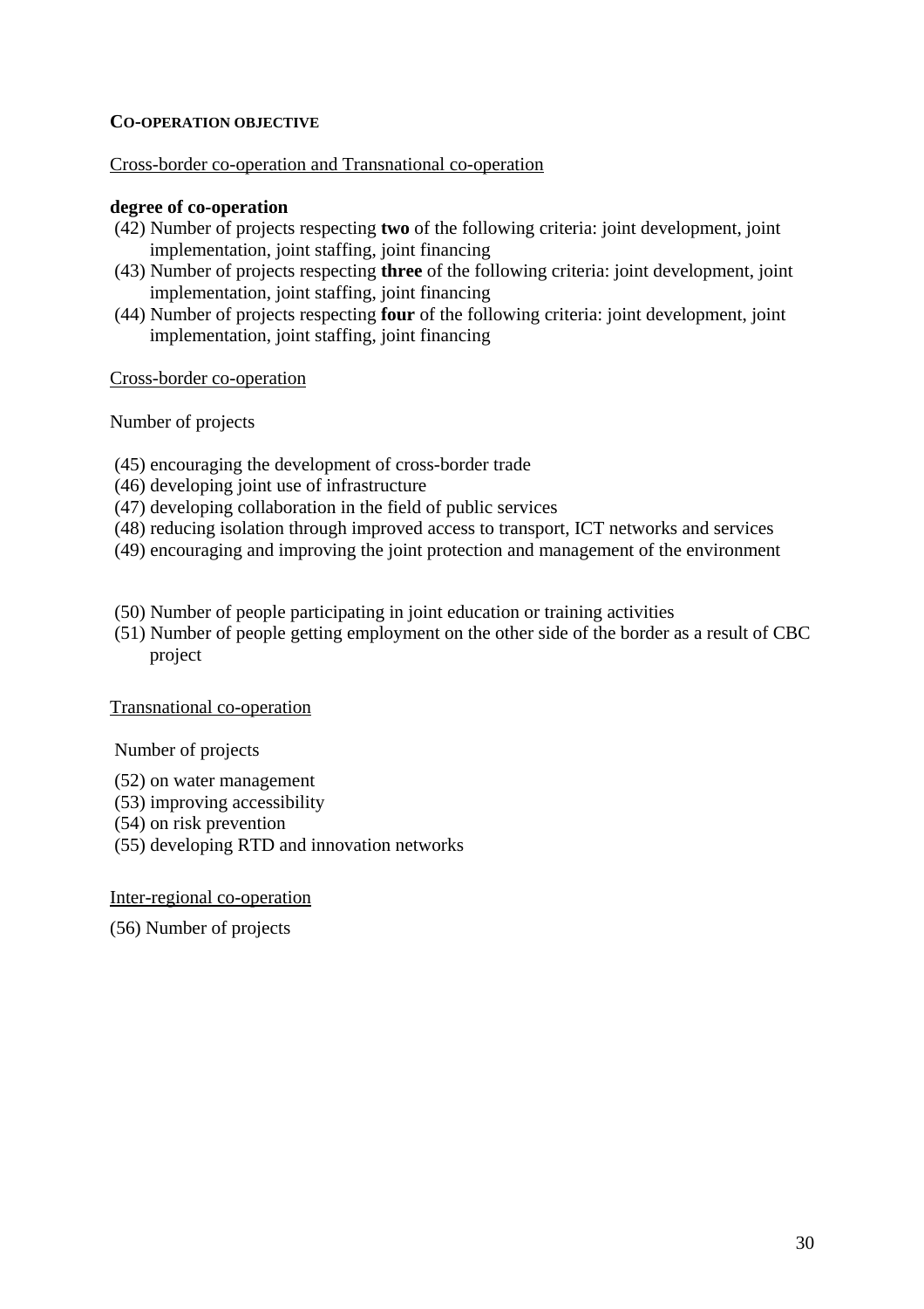**CO-OPERATION OBJECTIVE**

Cross-border co-operation and Transnational co-operation

**degree of co-operation**

(42) Number of projects respecting **two** of the following criteria: joint development, joint implementation, joint staffing, joint financing

(43) Number of projects respecting **three** of the following criteria: joint development, joint implementation, joint staffing, joint financing

(44) Number of projects respecting **four** of the following criteria: joint development, joint implementation, joint staffing, joint financing

Cross-border co-operation

Number of projects

(45) encouraging the development of cross-border trade
(46) developing joint use of infrastructure
(47) developing collaboration in the field of public services
(48) reducing isolation through improved access to transport, ICT networks and services
(49) encouraging and improving the joint protection and management of the environment

(50) Number of people participating in joint education or training activities
(51) Number of people getting employment on the other side of the border as a result of CBC project

Transnational co-operation

Number of projects

(52) on water management
(53) improving accessibility
(54) on risk prevention
(55) developing RTD and innovation networks

Inter-regional co-operation

(56) Number of projects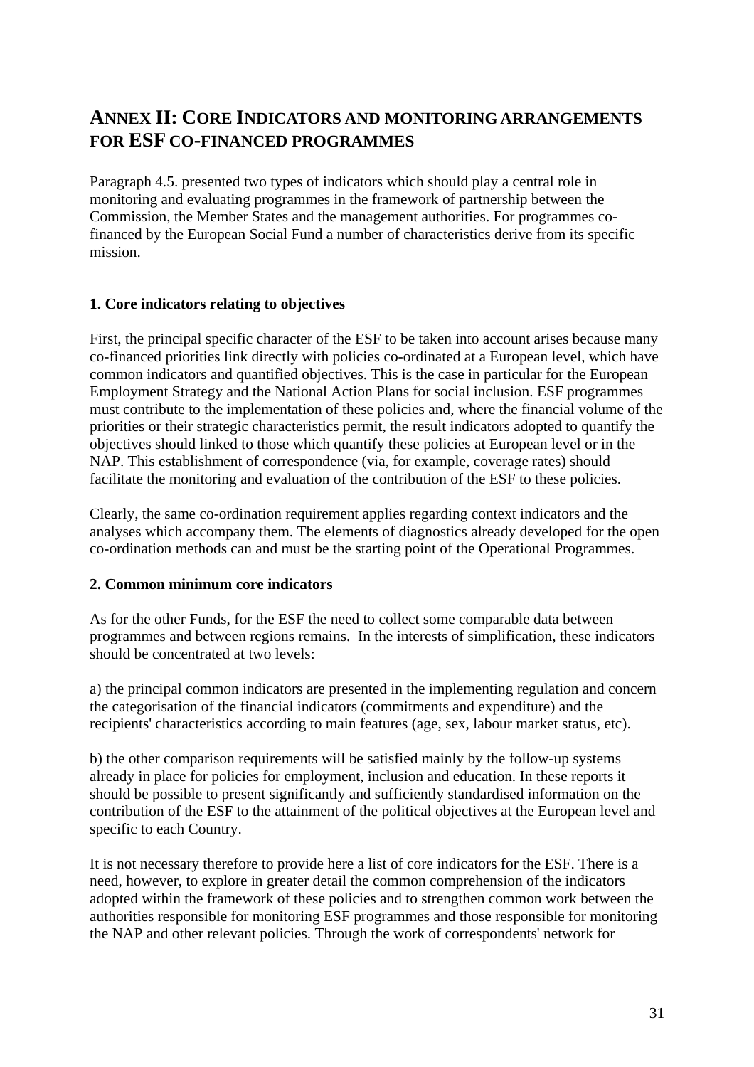# ANNEX II: CORE INDICATORS AND MONITORING ARRANGEMENTS FOR ESF CO-FINANCED PROGRAMMES

Paragraph 4.5. presented two types of indicators which should play a central role in monitoring and evaluating programmes in the framework of partnership between the Commission, the Member States and the management authorities. For programmes co-financed by the European Social Fund a number of characteristics derive from its specific mission.

### 1. Core indicators relating to objectives

First, the principal specific character of the ESF to be taken into account arises because many co-financed priorities link directly with policies co-ordinated at a European level, which have common indicators and quantified objectives. This is the case in particular for the European Employment Strategy and the National Action Plans for social inclusion. ESF programmes must contribute to the implementation of these policies and, where the financial volume of the priorities or their strategic characteristics permit, the result indicators adopted to quantify the objectives should linked to those which quantify these policies at European level or in the NAP. This establishment of correspondence (via, for example, coverage rates) should facilitate the monitoring and evaluation of the contribution of the ESF to these policies.

Clearly, the same co-ordination requirement applies regarding context indicators and the analyses which accompany them. The elements of diagnostics already developed for the open co-ordination methods can and must be the starting point of the Operational Programmes.

### 2. Common minimum core indicators

As for the other Funds, for the ESF the need to collect some comparable data between programmes and between regions remains. In the interests of simplification, these indicators should be concentrated at two levels:

a) the principal common indicators are presented in the implementing regulation and concern the categorisation of the financial indicators (commitments and expenditure) and the recipients' characteristics according to main features (age, sex, labour market status, etc).

b) the other comparison requirements will be satisfied mainly by the follow-up systems already in place for policies for employment, inclusion and education. In these reports it should be possible to present significantly and sufficiently standardised information on the contribution of the ESF to the attainment of the political objectives at the European level and specific to each Country.

It is not necessary therefore to provide here a list of core indicators for the ESF. There is a need, however, to explore in greater detail the common comprehension of the indicators adopted within the framework of these policies and to strengthen common work between the authorities responsible for monitoring ESF programmes and those responsible for monitoring the NAP and other relevant policies. Through the work of correspondents' network for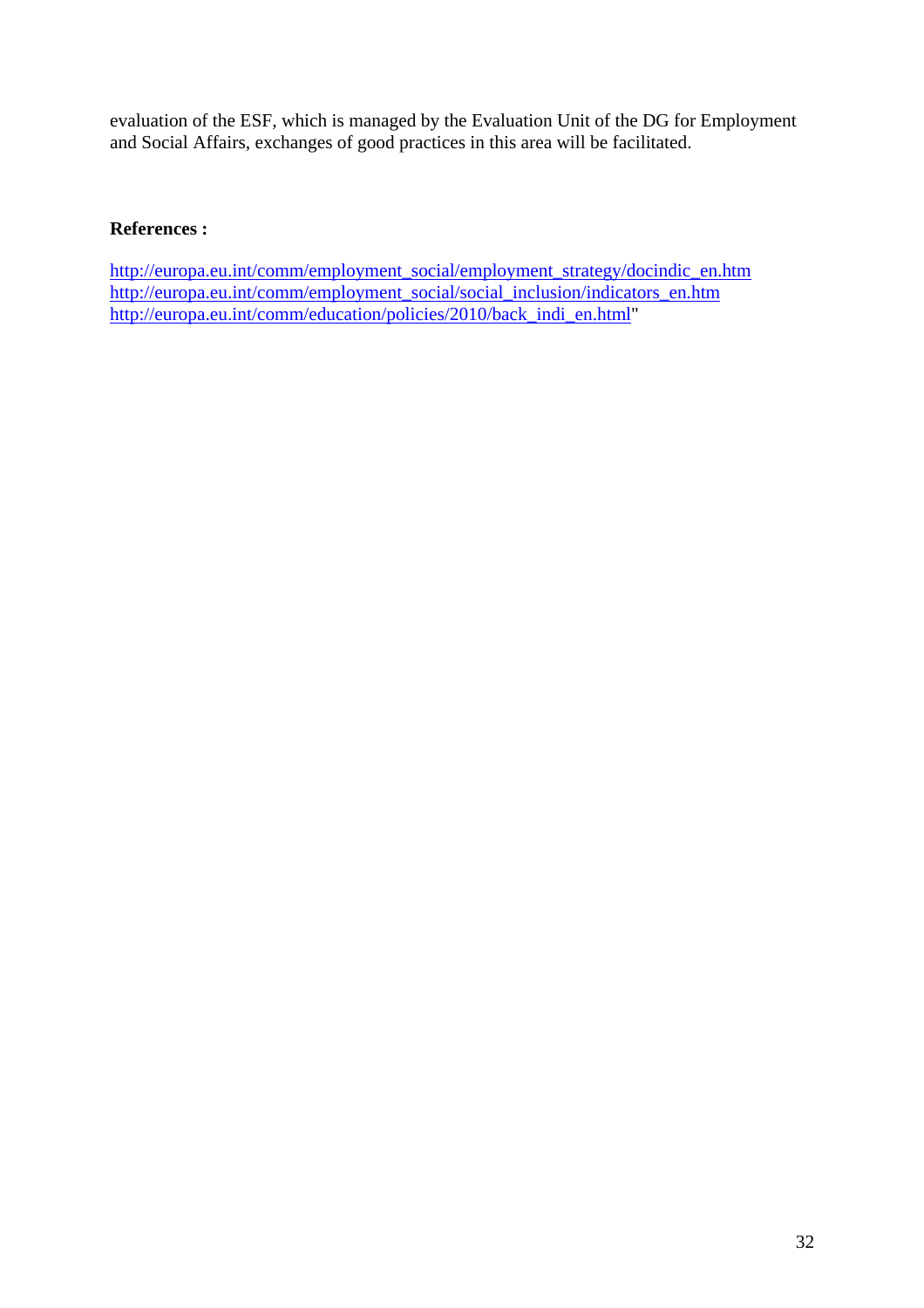evaluation of the ESF, which is managed by the Evaluation Unit of the DG for Employment and Social Affairs, exchanges of good practices in this area will be facilitated.

**References :**

http://europa.eu.int/comm/employment_social/employment_strategy/docindic_en.htm
http://europa.eu.int/comm/employment_social/social_inclusion/indicators_en.htm
http://europa.eu.int/comm/education/policies/2010/back_indi_en.html"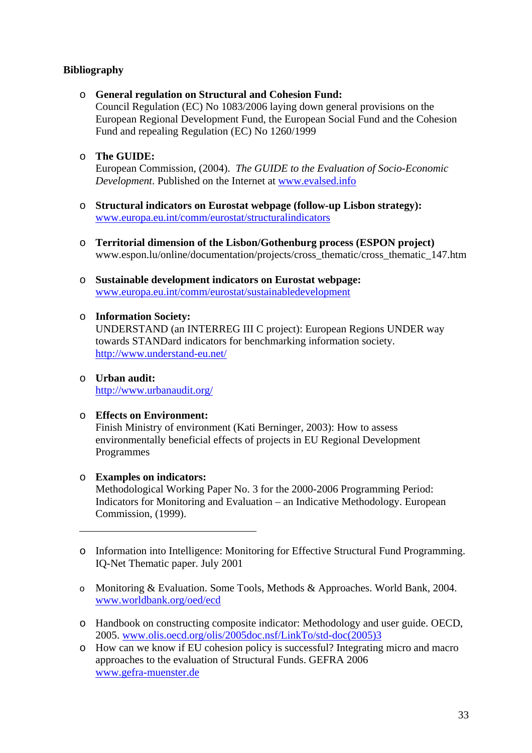**Bibliography**

- **General regulation on Structural and Cohesion Fund:**
  Council Regulation (EC) No 1083/2006 laying down general provisions on the European Regional Development Fund, the European Social Fund and the Cohesion Fund and repealing Regulation (EC) No 1260/1999

- **The GUIDE:**
  European Commission, (2004). *The GUIDE to the Evaluation of Socio-Economic Development*. Published on the Internet at www.evalsed.info

- **Structural indicators on Eurostat webpage (follow-up Lisbon strategy):**
  www.europa.eu.int/comm/eurostat/structuralindicators

- **Territorial dimension of the Lisbon/Gothenburg process (ESPON project)**
  www.espon.lu/online/documentation/projects/cross_thematic/cross_thematic_147.htm

- **Sustainable development indicators on Eurostat webpage:**
  www.europa.eu.int/comm/eurostat/sustainabledevelopment

- **Information Society:**
  UNDERSTAND (an INTERREG III C project): European Regions UNDER way towards STANDard indicators for benchmarking information society.
  http://www.understand-eu.net/

- **Urban audit:**
  http://www.urbanaudit.org/

- **Effects on Environment:**
  Finish Ministry of environment (Kati Berninger, 2003): How to assess environmentally beneficial effects of projects in EU Regional Development Programmes

- **Examples on indicators:**
  Methodological Working Paper No. 3 for the 2000-2006 Programming Period: Indicators for Monitoring and Evaluation – an Indicative Methodology. European Commission, (1999).

---

- Information into Intelligence: Monitoring for Effective Structural Fund Programming. IQ-Net Thematic paper. July 2001

- Monitoring & Evaluation. Some Tools, Methods & Approaches. World Bank, 2004. www.worldbank.org/oed/ecd

- Handbook on constructing composite indicator: Methodology and user guide. OECD, 2005. www.olis.oecd.org/olis/2005doc.nsf/LinkTo/std-doc(2005)3
- How can we know if EU cohesion policy is successful? Integrating micro and macro approaches to the evaluation of Structural Funds. GEFRA 2006 www.gefra-muenster.de